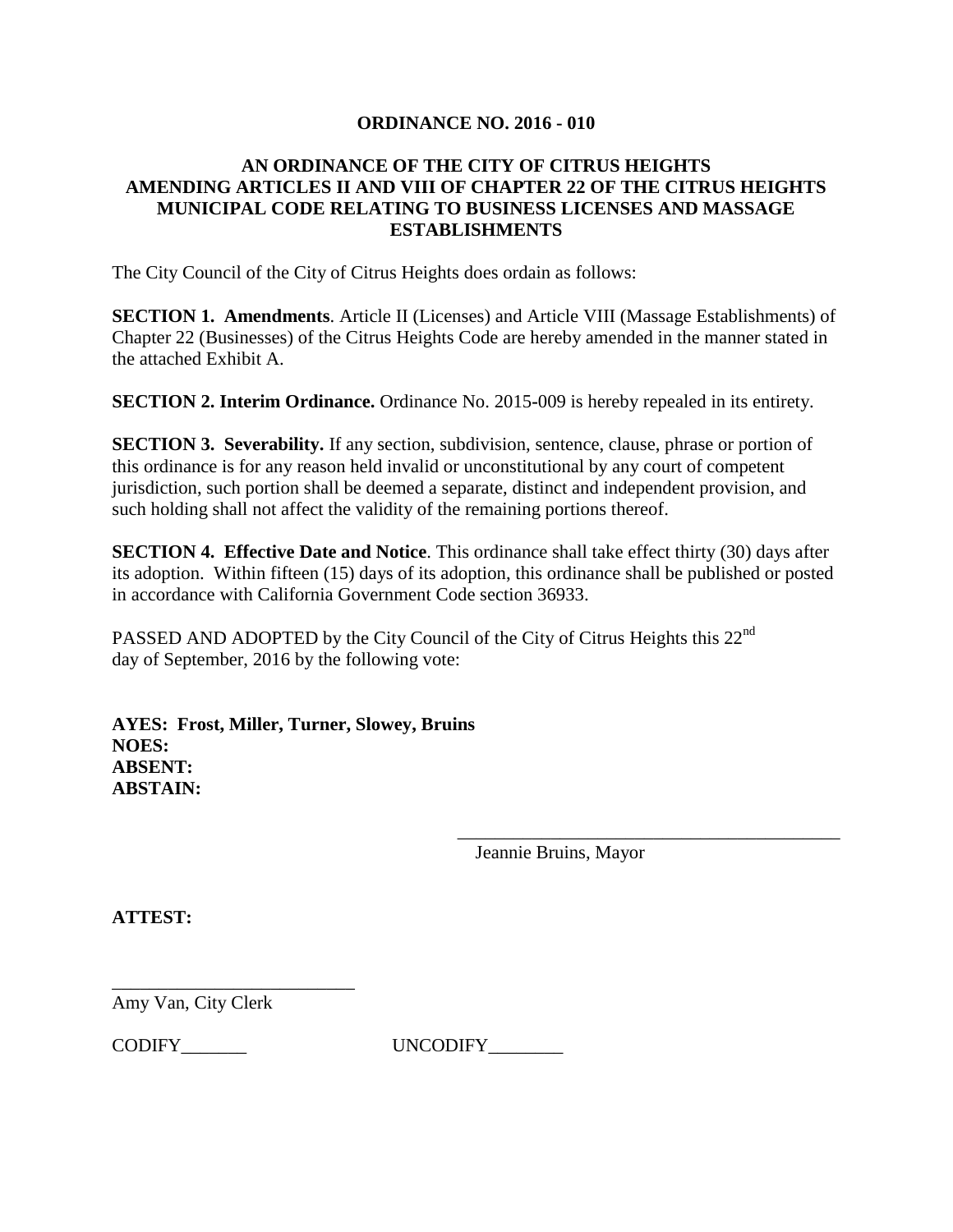**ORDINANCE NO. 2016 - 010**

**AN ORDINANCE OF THE CITY OF CITRUS HEIGHTS AMENDING ARTICLES II AND VIII OF CHAPTER 22 OF THE CITRUS HEIGHTS MUNICIPAL CODE RELATING TO BUSINESS LICENSES AND MASSAGE ESTABLISHMENTS**

The City Council of the City of Citrus Heights does ordain as follows:

**SECTION 1. Amendments**. Article II (Licenses) and Article VIII (Massage Establishments) of Chapter 22 (Businesses) of the Citrus Heights Code are hereby amended in the manner stated in the attached Exhibit A.

**SECTION 2. Interim Ordinance.** Ordinance No. 2015-009 is hereby repealed in its entirety.

**SECTION 3. Severability.** If any section, subdivision, sentence, clause, phrase or portion of this ordinance is for any reason held invalid or unconstitutional by any court of competent jurisdiction, such portion shall be deemed a separate, distinct and independent provision, and such holding shall not affect the validity of the remaining portions thereof.

**SECTION 4. Effective Date and Notice**. This ordinance shall take effect thirty (30) days after its adoption. Within fifteen (15) days of its adoption, this ordinance shall be published or posted in accordance with California Government Code section 36933.

PASSED AND ADOPTED by the City Council of the City of Citrus Heights this 22nd day of September, 2016 by the following vote:

**AYES: Frost, Miller, Turner, Slowey, Bruins**
**NOES:**
**ABSENT:**
**ABSTAIN:**

\_\_\_\_\_\_\_\_\_\_\_\_\_\_\_\_\_\_\_\_\_\_\_\_\_\_\_\_\_\_\_\_\_\_\_\_\_\_\_\_\_\_
Jeannie Bruins, Mayor

**ATTEST:**

\_\_\_\_\_\_\_\_\_\_\_\_\_\_\_\_\_\_\_\_\_\_\_\_\_\_
Amy Van, City Clerk

CODIFY\_\_\_\_\_\_\_ UNCODIFY\_\_\_\_\_\_\_\_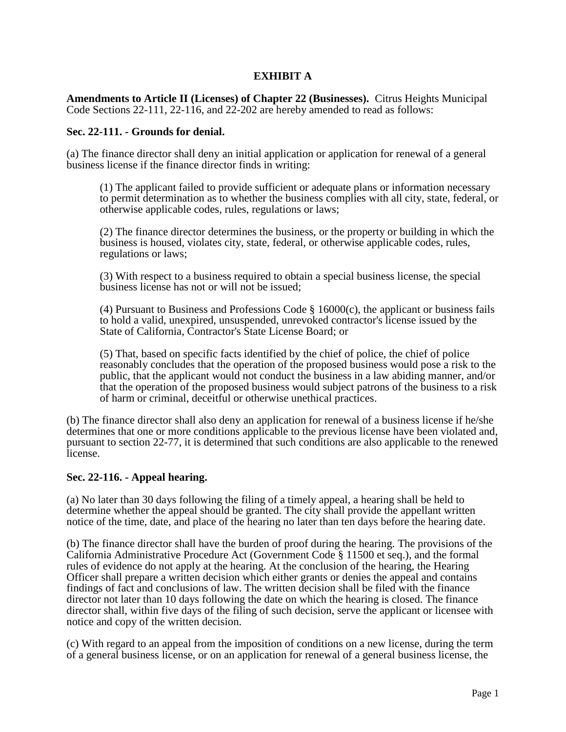# EXHIBIT A

**Amendments to Article II (Licenses) of Chapter 22 (Businesses).** Citrus Heights Municipal Code Sections 22-111, 22-116, and 22-202 are hereby amended to read as follows:

**Sec. 22-111. - Grounds for denial.**

(a) The finance director shall deny an initial application or application for renewal of a general business license if the finance director finds in writing:

> (1) The applicant failed to provide sufficient or adequate plans or information necessary to permit determination as to whether the business complies with all city, state, federal, or otherwise applicable codes, rules, regulations or laws;
>
> (2) The finance director determines the business, or the property or building in which the business is housed, violates city, state, federal, or otherwise applicable codes, rules, regulations or laws;
>
> (3) With respect to a business required to obtain a special business license, the special business license has not or will not be issued;
>
> (4) Pursuant to Business and Professions Code § 16000(c), the applicant or business fails to hold a valid, unexpired, unsuspended, unrevoked contractor's license issued by the State of California, Contractor's State License Board; or
>
> (5) That, based on specific facts identified by the chief of police, the chief of police reasonably concludes that the operation of the proposed business would pose a risk to the public, that the applicant would not conduct the business in a law abiding manner, and/or that the operation of the proposed business would subject patrons of the business to a risk of harm or criminal, deceitful or otherwise unethical practices.

(b) The finance director shall also deny an application for renewal of a business license if he/she determines that one or more conditions applicable to the previous license have been violated and, pursuant to section 22-77, it is determined that such conditions are also applicable to the renewed license.

**Sec. 22-116. - Appeal hearing.**

(a) No later than 30 days following the filing of a timely appeal, a hearing shall be held to determine whether the appeal should be granted. The city shall provide the appellant written notice of the time, date, and place of the hearing no later than ten days before the hearing date.

(b) The finance director shall have the burden of proof during the hearing. The provisions of the California Administrative Procedure Act (Government Code § 11500 et seq.), and the formal rules of evidence do not apply at the hearing. At the conclusion of the hearing, the Hearing Officer shall prepare a written decision which either grants or denies the appeal and contains findings of fact and conclusions of law. The written decision shall be filed with the finance director not later than 10 days following the date on which the hearing is closed. The finance director shall, within five days of the filing of such decision, serve the applicant or licensee with notice and copy of the written decision.

(c) With regard to an appeal from the imposition of conditions on a new license, during the term of a general business license, or on an application for renewal of a general business license, the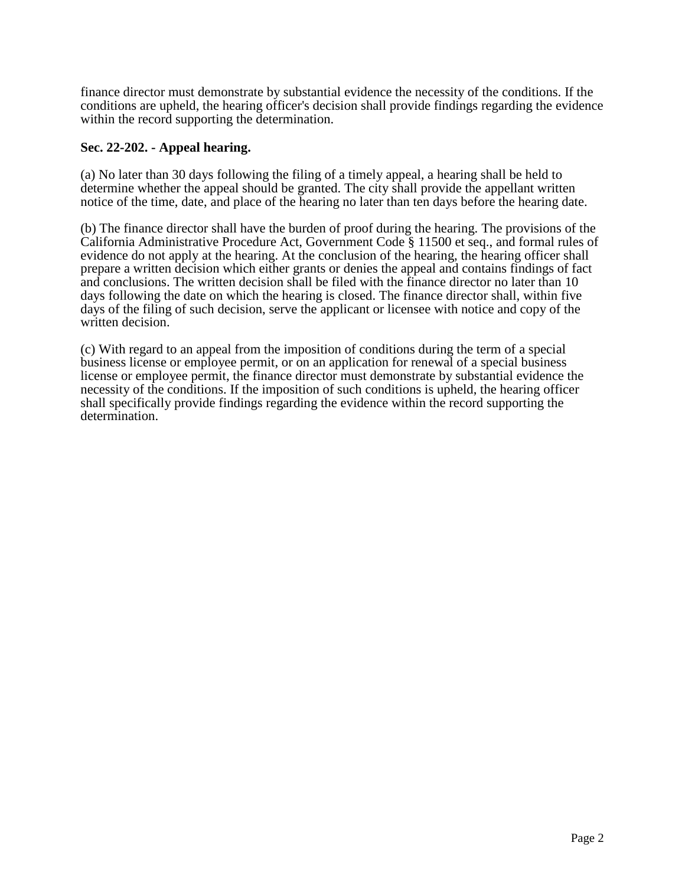finance director must demonstrate by substantial evidence the necessity of the conditions. If the conditions are upheld, the hearing officer's decision shall provide findings regarding the evidence within the record supporting the determination.

**Sec. 22-202. - Appeal hearing.**

(a) No later than 30 days following the filing of a timely appeal, a hearing shall be held to determine whether the appeal should be granted. The city shall provide the appellant written notice of the time, date, and place of the hearing no later than ten days before the hearing date.

(b) The finance director shall have the burden of proof during the hearing. The provisions of the California Administrative Procedure Act, Government Code § 11500 et seq., and formal rules of evidence do not apply at the hearing. At the conclusion of the hearing, the hearing officer shall prepare a written decision which either grants or denies the appeal and contains findings of fact and conclusions. The written decision shall be filed with the finance director no later than 10 days following the date on which the hearing is closed. The finance director shall, within five days of the filing of such decision, serve the applicant or licensee with notice and copy of the written decision.

(c) With regard to an appeal from the imposition of conditions during the term of a special business license or employee permit, or on an application for renewal of a special business license or employee permit, the finance director must demonstrate by substantial evidence the necessity of the conditions. If the imposition of such conditions is upheld, the hearing officer shall specifically provide findings regarding the evidence within the record supporting the determination.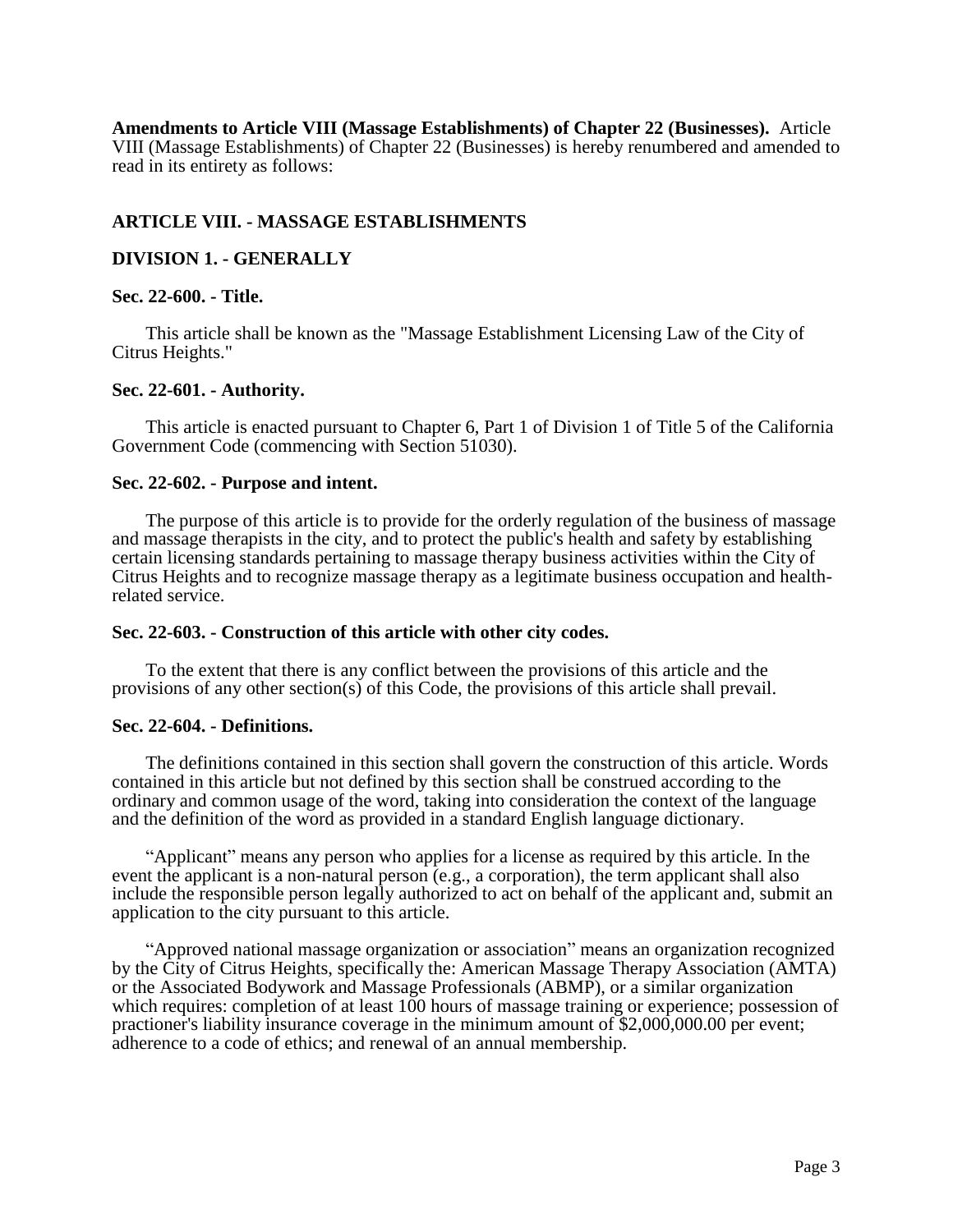**Amendments to Article VIII (Massage Establishments) of Chapter 22 (Businesses).** Article VIII (Massage Establishments) of Chapter 22 (Businesses) is hereby renumbered and amended to read in its entirety as follows:

## ARTICLE VIII. - MASSAGE ESTABLISHMENTS

## DIVISION 1. - GENERALLY

### Sec. 22-600. - Title.

This article shall be known as the "Massage Establishment Licensing Law of the City of Citrus Heights."

### Sec. 22-601. - Authority.

This article is enacted pursuant to Chapter 6, Part 1 of Division 1 of Title 5 of the California Government Code (commencing with Section 51030).

### Sec. 22-602. - Purpose and intent.

The purpose of this article is to provide for the orderly regulation of the business of massage and massage therapists in the city, and to protect the public's health and safety by establishing certain licensing standards pertaining to massage therapy business activities within the City of Citrus Heights and to recognize massage therapy as a legitimate business occupation and health-related service.

### Sec. 22-603. - Construction of this article with other city codes.

To the extent that there is any conflict between the provisions of this article and the provisions of any other section(s) of this Code, the provisions of this article shall prevail.

### Sec. 22-604. - Definitions.

The definitions contained in this section shall govern the construction of this article. Words contained in this article but not defined by this section shall be construed according to the ordinary and common usage of the word, taking into consideration the context of the language and the definition of the word as provided in a standard English language dictionary.

“Applicant” means any person who applies for a license as required by this article. In the event the applicant is a non-natural person (e.g., a corporation), the term applicant shall also include the responsible person legally authorized to act on behalf of the applicant and, submit an application to the city pursuant to this article.

“Approved national massage organization or association” means an organization recognized by the City of Citrus Heights, specifically the: American Massage Therapy Association (AMTA) or the Associated Bodywork and Massage Professionals (ABMP), or a similar organization which requires: completion of at least 100 hours of massage training or experience; possession of practioner's liability insurance coverage in the minimum amount of $2,000,000.00 per event; adherence to a code of ethics; and renewal of an annual membership.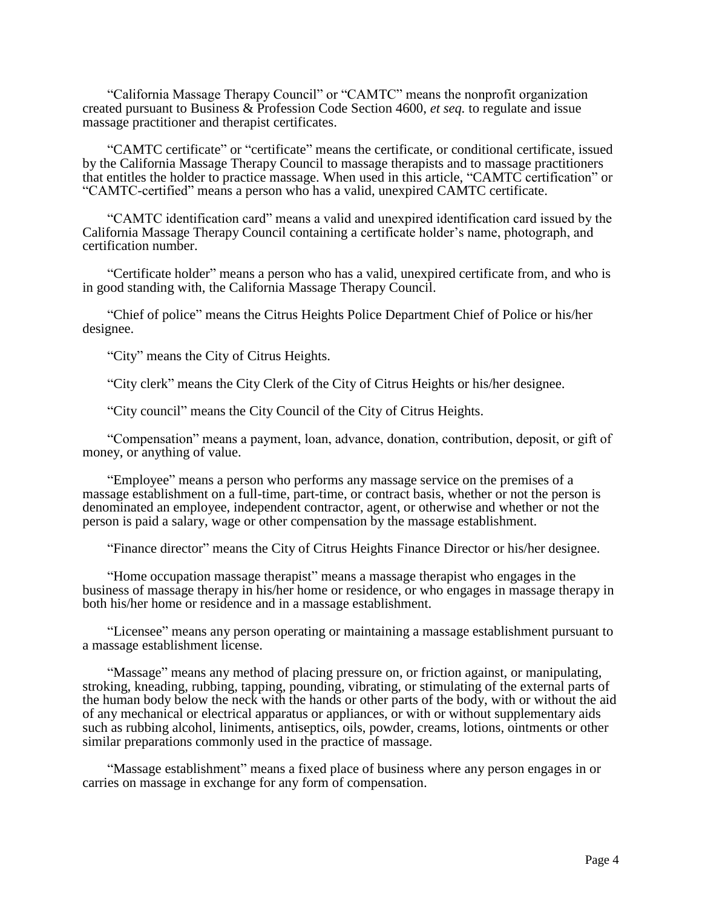"California Massage Therapy Council" or "CAMTC" means the nonprofit organization created pursuant to Business & Profession Code Section 4600, *et seq.* to regulate and issue massage practitioner and therapist certificates.

"CAMTC certificate" or "certificate" means the certificate, or conditional certificate, issued by the California Massage Therapy Council to massage therapists and to massage practitioners that entitles the holder to practice massage. When used in this article, "CAMTC certification" or "CAMTC-certified" means a person who has a valid, unexpired CAMTC certificate.

"CAMTC identification card" means a valid and unexpired identification card issued by the California Massage Therapy Council containing a certificate holder's name, photograph, and certification number.

"Certificate holder" means a person who has a valid, unexpired certificate from, and who is in good standing with, the California Massage Therapy Council.

"Chief of police" means the Citrus Heights Police Department Chief of Police or his/her designee.

"City" means the City of Citrus Heights.

"City clerk" means the City Clerk of the City of Citrus Heights or his/her designee.

"City council" means the City Council of the City of Citrus Heights.

"Compensation" means a payment, loan, advance, donation, contribution, deposit, or gift of money, or anything of value.

"Employee" means a person who performs any massage service on the premises of a massage establishment on a full-time, part-time, or contract basis, whether or not the person is denominated an employee, independent contractor, agent, or otherwise and whether or not the person is paid a salary, wage or other compensation by the massage establishment.

"Finance director" means the City of Citrus Heights Finance Director or his/her designee.

"Home occupation massage therapist" means a massage therapist who engages in the business of massage therapy in his/her home or residence, or who engages in massage therapy in both his/her home or residence and in a massage establishment.

"Licensee" means any person operating or maintaining a massage establishment pursuant to a massage establishment license.

"Massage" means any method of placing pressure on, or friction against, or manipulating, stroking, kneading, rubbing, tapping, pounding, vibrating, or stimulating of the external parts of the human body below the neck with the hands or other parts of the body, with or without the aid of any mechanical or electrical apparatus or appliances, or with or without supplementary aids such as rubbing alcohol, liniments, antiseptics, oils, powder, creams, lotions, ointments or other similar preparations commonly used in the practice of massage.

"Massage establishment" means a fixed place of business where any person engages in or carries on massage in exchange for any form of compensation.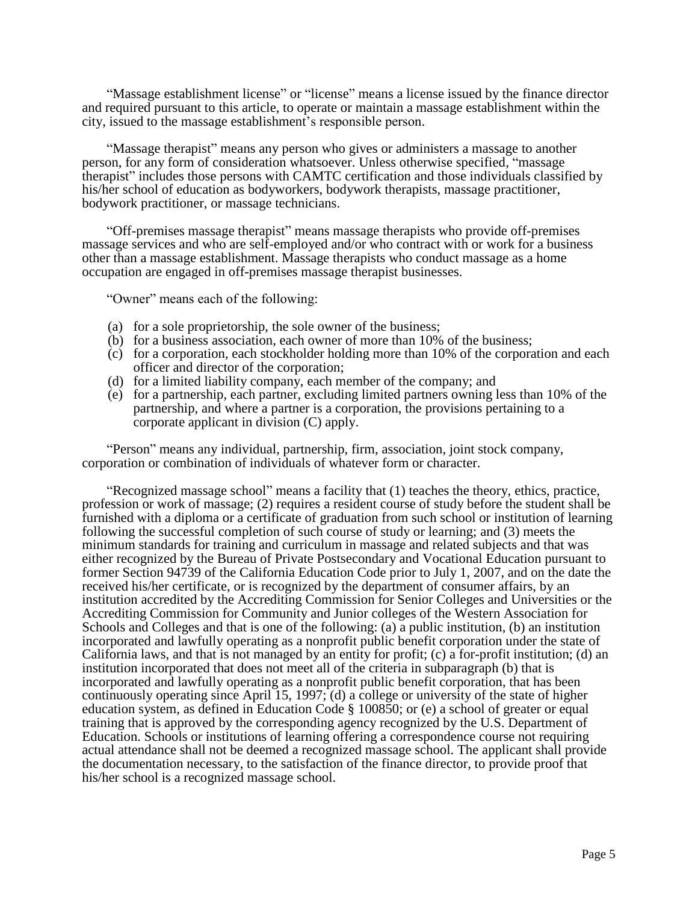"Massage establishment license" or "license" means a license issued by the finance director and required pursuant to this article, to operate or maintain a massage establishment within the city, issued to the massage establishment's responsible person.

"Massage therapist" means any person who gives or administers a massage to another person, for any form of consideration whatsoever. Unless otherwise specified, "massage therapist" includes those persons with CAMTC certification and those individuals classified by his/her school of education as bodyworkers, bodywork therapists, massage practitioner, bodywork practitioner, or massage technicians.

"Off-premises massage therapist" means massage therapists who provide off-premises massage services and who are self-employed and/or who contract with or work for a business other than a massage establishment. Massage therapists who conduct massage as a home occupation are engaged in off-premises massage therapist businesses.

"Owner" means each of the following:

(a) for a sole proprietorship, the sole owner of the business;
(b) for a business association, each owner of more than 10% of the business;
(c) for a corporation, each stockholder holding more than 10% of the corporation and each officer and director of the corporation;
(d) for a limited liability company, each member of the company; and
(e) for a partnership, each partner, excluding limited partners owning less than 10% of the partnership, and where a partner is a corporation, the provisions pertaining to a corporate applicant in division (C) apply.

"Person" means any individual, partnership, firm, association, joint stock company, corporation or combination of individuals of whatever form or character.

"Recognized massage school" means a facility that (1) teaches the theory, ethics, practice, profession or work of massage; (2) requires a resident course of study before the student shall be furnished with a diploma or a certificate of graduation from such school or institution of learning following the successful completion of such course of study or learning; and (3) meets the minimum standards for training and curriculum in massage and related subjects and that was either recognized by the Bureau of Private Postsecondary and Vocational Education pursuant to former Section 94739 of the California Education Code prior to July 1, 2007, and on the date the received his/her certificate, or is recognized by the department of consumer affairs, by an institution accredited by the Accrediting Commission for Senior Colleges and Universities or the Accrediting Commission for Community and Junior colleges of the Western Association for Schools and Colleges and that is one of the following: (a) a public institution, (b) an institution incorporated and lawfully operating as a nonprofit public benefit corporation under the state of California laws, and that is not managed by an entity for profit; (c) a for-profit institution; (d) an institution incorporated that does not meet all of the criteria in subparagraph (b) that is incorporated and lawfully operating as a nonprofit public benefit corporation, that has been continuously operating since April 15, 1997; (d) a college or university of the state of higher education system, as defined in Education Code § 100850; or (e) a school of greater or equal training that is approved by the corresponding agency recognized by the U.S. Department of Education. Schools or institutions of learning offering a correspondence course not requiring actual attendance shall not be deemed a recognized massage school. The applicant shall provide the documentation necessary, to the satisfaction of the finance director, to provide proof that his/her school is a recognized massage school.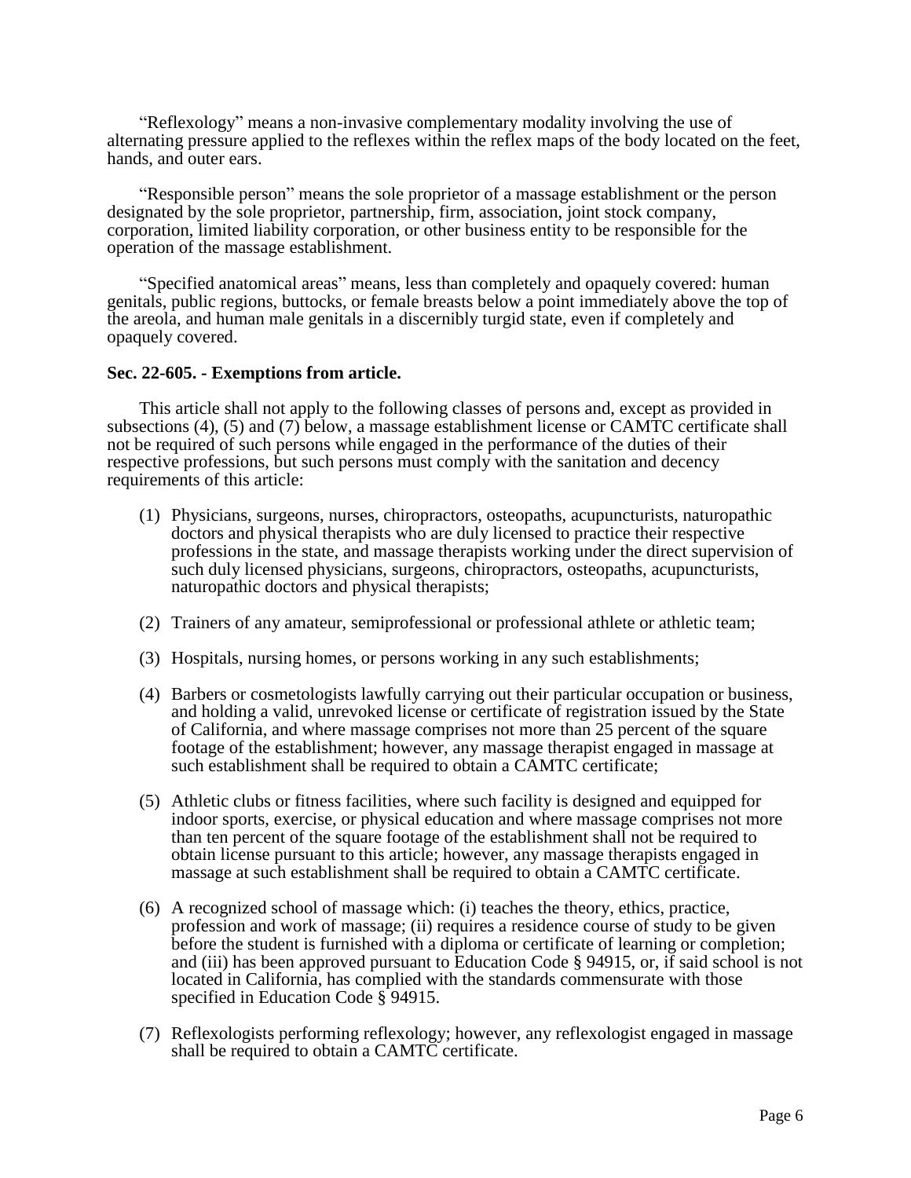"Reflexology" means a non-invasive complementary modality involving the use of alternating pressure applied to the reflexes within the reflex maps of the body located on the feet, hands, and outer ears.

"Responsible person" means the sole proprietor of a massage establishment or the person designated by the sole proprietor, partnership, firm, association, joint stock company, corporation, limited liability corporation, or other business entity to be responsible for the operation of the massage establishment.

"Specified anatomical areas" means, less than completely and opaquely covered: human genitals, public regions, buttocks, or female breasts below a point immediately above the top of the areola, and human male genitals in a discernibly turgid state, even if completely and opaquely covered.

**Sec. 22-605. - Exemptions from article.**

This article shall not apply to the following classes of persons and, except as provided in subsections (4), (5) and (7) below, a massage establishment license or CAMTC certificate shall not be required of such persons while engaged in the performance of the duties of their respective professions, but such persons must comply with the sanitation and decency requirements of this article:

(1) Physicians, surgeons, nurses, chiropractors, osteopaths, acupuncturists, naturopathic doctors and physical therapists who are duly licensed to practice their respective professions in the state, and massage therapists working under the direct supervision of such duly licensed physicians, surgeons, chiropractors, osteopaths, acupuncturists, naturopathic doctors and physical therapists;

(2) Trainers of any amateur, semiprofessional or professional athlete or athletic team;

(3) Hospitals, nursing homes, or persons working in any such establishments;

(4) Barbers or cosmetologists lawfully carrying out their particular occupation or business, and holding a valid, unrevoked license or certificate of registration issued by the State of California, and where massage comprises not more than 25 percent of the square footage of the establishment; however, any massage therapist engaged in massage at such establishment shall be required to obtain a CAMTC certificate;

(5) Athletic clubs or fitness facilities, where such facility is designed and equipped for indoor sports, exercise, or physical education and where massage comprises not more than ten percent of the square footage of the establishment shall not be required to obtain license pursuant to this article; however, any massage therapists engaged in massage at such establishment shall be required to obtain a CAMTC certificate.

(6) A recognized school of massage which: (i) teaches the theory, ethics, practice, profession and work of massage; (ii) requires a residence course of study to be given before the student is furnished with a diploma or certificate of learning or completion; and (iii) has been approved pursuant to Education Code § 94915, or, if said school is not located in California, has complied with the standards commensurate with those specified in Education Code § 94915.

(7) Reflexologists performing reflexology; however, any reflexologist engaged in massage shall be required to obtain a CAMTC certificate.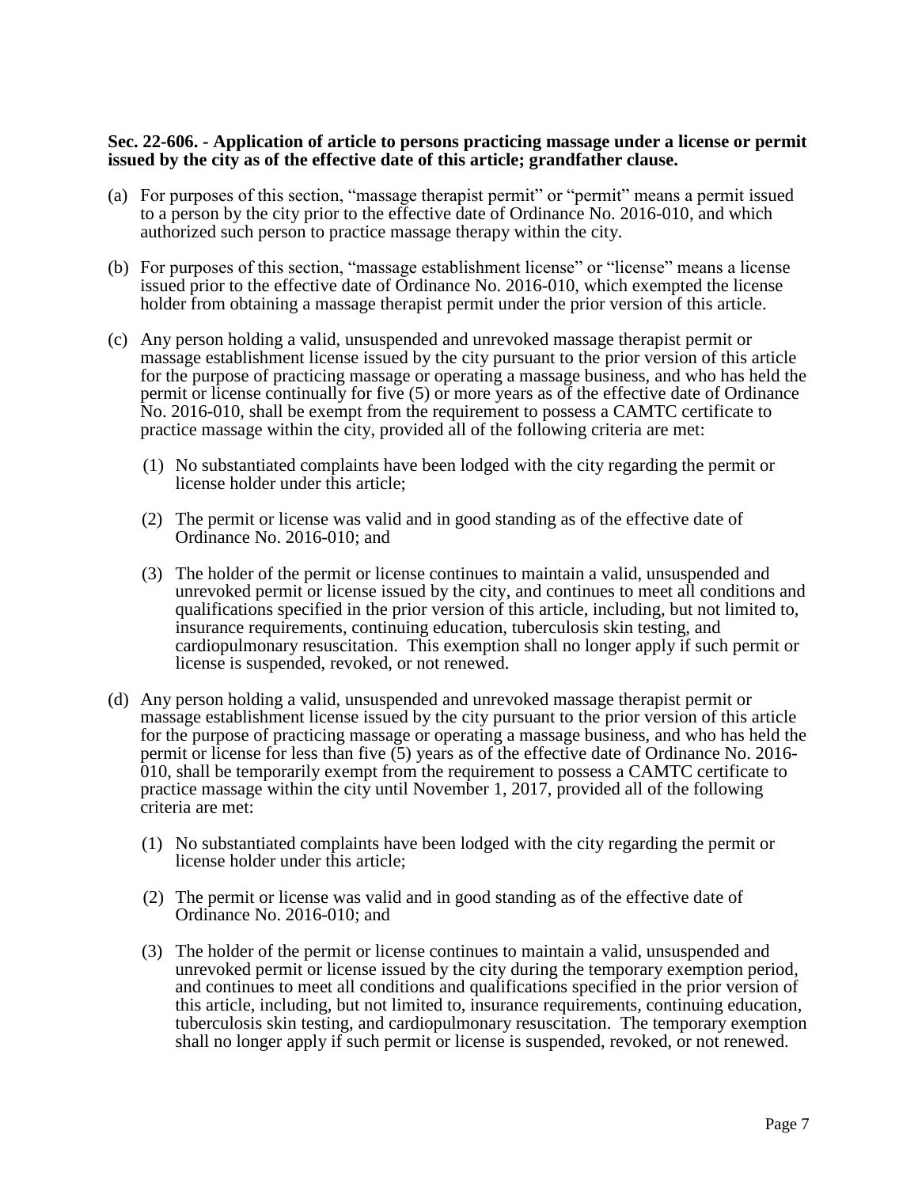**Sec. 22-606. - Application of article to persons practicing massage under a license or permit issued by the city as of the effective date of this article; grandfather clause.**

(a) For purposes of this section, "massage therapist permit" or "permit" means a permit issued to a person by the city prior to the effective date of Ordinance No. 2016-010, and which authorized such person to practice massage therapy within the city.

(b) For purposes of this section, "massage establishment license" or "license" means a license issued prior to the effective date of Ordinance No. 2016-010, which exempted the license holder from obtaining a massage therapist permit under the prior version of this article.

(c) Any person holding a valid, unsuspended and unrevoked massage therapist permit or massage establishment license issued by the city pursuant to the prior version of this article for the purpose of practicing massage or operating a massage business, and who has held the permit or license continually for five (5) or more years as of the effective date of Ordinance No. 2016-010, shall be exempt from the requirement to possess a CAMTC certificate to practice massage within the city, provided all of the following criteria are met:

(1) No substantiated complaints have been lodged with the city regarding the permit or license holder under this article;

(2) The permit or license was valid and in good standing as of the effective date of Ordinance No. 2016-010; and

(3) The holder of the permit or license continues to maintain a valid, unsuspended and unrevoked permit or license issued by the city, and continues to meet all conditions and qualifications specified in the prior version of this article, including, but not limited to, insurance requirements, continuing education, tuberculosis skin testing, and cardiopulmonary resuscitation. This exemption shall no longer apply if such permit or license is suspended, revoked, or not renewed.

(d) Any person holding a valid, unsuspended and unrevoked massage therapist permit or massage establishment license issued by the city pursuant to the prior version of this article for the purpose of practicing massage or operating a massage business, and who has held the permit or license for less than five (5) years as of the effective date of Ordinance No. 2016-010, shall be temporarily exempt from the requirement to possess a CAMTC certificate to practice massage within the city until November 1, 2017, provided all of the following criteria are met:

(1) No substantiated complaints have been lodged with the city regarding the permit or license holder under this article;

(2) The permit or license was valid and in good standing as of the effective date of Ordinance No. 2016-010; and

(3) The holder of the permit or license continues to maintain a valid, unsuspended and unrevoked permit or license issued by the city during the temporary exemption period, and continues to meet all conditions and qualifications specified in the prior version of this article, including, but not limited to, insurance requirements, continuing education, tuberculosis skin testing, and cardiopulmonary resuscitation. The temporary exemption shall no longer apply if such permit or license is suspended, revoked, or not renewed.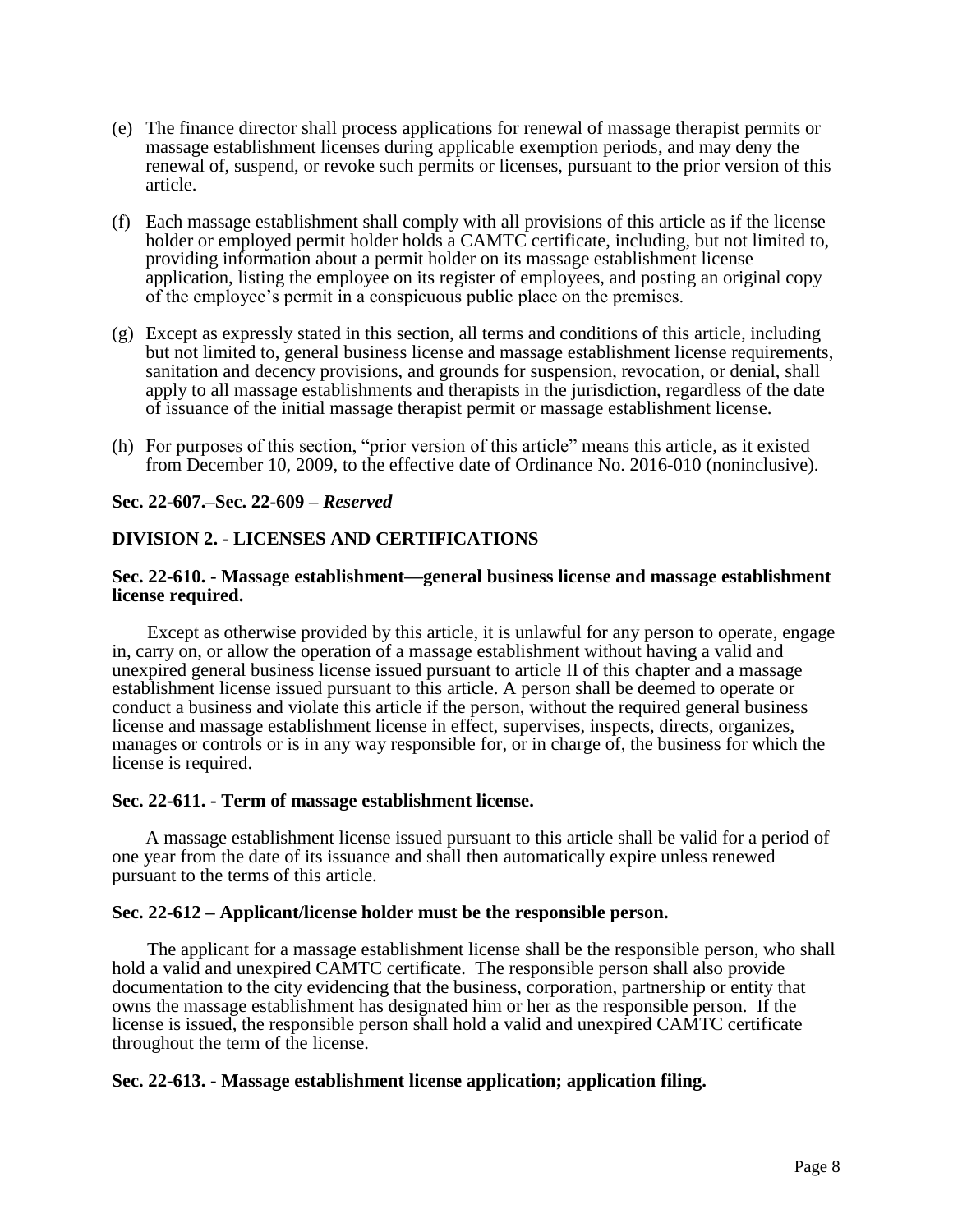(e) The finance director shall process applications for renewal of massage therapist permits or massage establishment licenses during applicable exemption periods, and may deny the renewal of, suspend, or revoke such permits or licenses, pursuant to the prior version of this article.

(f) Each massage establishment shall comply with all provisions of this article as if the license holder or employed permit holder holds a CAMTC certificate, including, but not limited to, providing information about a permit holder on its massage establishment license application, listing the employee on its register of employees, and posting an original copy of the employee's permit in a conspicuous public place on the premises.

(g) Except as expressly stated in this section, all terms and conditions of this article, including but not limited to, general business license and massage establishment license requirements, sanitation and decency provisions, and grounds for suspension, revocation, or denial, shall apply to all massage establishments and therapists in the jurisdiction, regardless of the date of issuance of the initial massage therapist permit or massage establishment license.

(h) For purposes of this section, "prior version of this article" means this article, as it existed from December 10, 2009, to the effective date of Ordinance No. 2016-010 (noninclusive).

**Sec. 22-607.–Sec. 22-609 – *Reserved***

## DIVISION 2. - LICENSES AND CERTIFICATIONS

**Sec. 22-610. - Massage establishment—general business license and massage establishment license required.**

Except as otherwise provided by this article, it is unlawful for any person to operate, engage in, carry on, or allow the operation of a massage establishment without having a valid and unexpired general business license issued pursuant to article II of this chapter and a massage establishment license issued pursuant to this article. A person shall be deemed to operate or conduct a business and violate this article if the person, without the required general business license and massage establishment license in effect, supervises, inspects, directs, organizes, manages or controls or is in any way responsible for, or in charge of, the business for which the license is required.

**Sec. 22-611. - Term of massage establishment license.**

A massage establishment license issued pursuant to this article shall be valid for a period of one year from the date of its issuance and shall then automatically expire unless renewed pursuant to the terms of this article.

**Sec. 22-612 – Applicant/license holder must be the responsible person.**

The applicant for a massage establishment license shall be the responsible person, who shall hold a valid and unexpired CAMTC certificate. The responsible person shall also provide documentation to the city evidencing that the business, corporation, partnership or entity that owns the massage establishment has designated him or her as the responsible person. If the license is issued, the responsible person shall hold a valid and unexpired CAMTC certificate throughout the term of the license.

**Sec. 22-613. - Massage establishment license application; application filing.**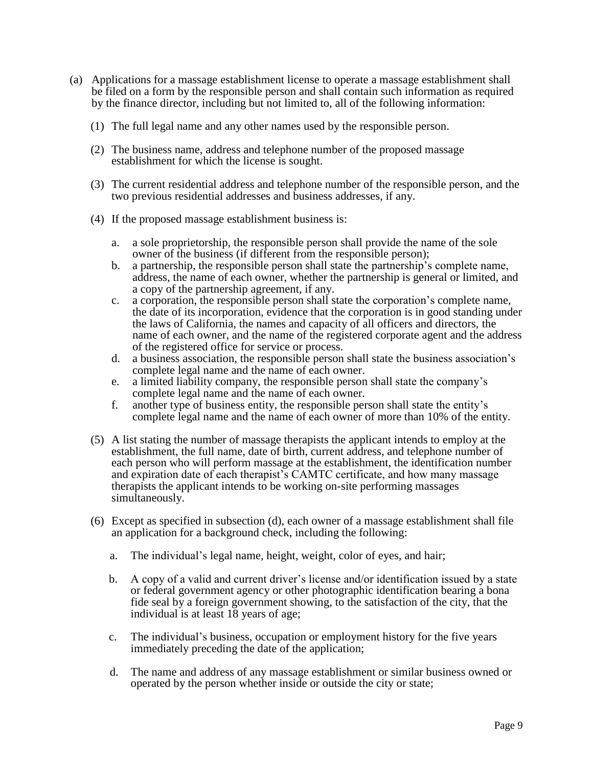(a) Applications for a massage establishment license to operate a massage establishment shall be filed on a form by the responsible person and shall contain such information as required by the finance director, including but not limited to, all of the following information:

(1) The full legal name and any other names used by the responsible person.

(2) The business name, address and telephone number of the proposed massage establishment for which the license is sought.

(3) The current residential address and telephone number of the responsible person, and the two previous residential addresses and business addresses, if any.

(4) If the proposed massage establishment business is:

a. a sole proprietorship, the responsible person shall provide the name of the sole owner of the business (if different from the responsible person);
b. a partnership, the responsible person shall state the partnership's complete name, address, the name of each owner, whether the partnership is general or limited, and a copy of the partnership agreement, if any.
c. a corporation, the responsible person shall state the corporation's complete name, the date of its incorporation, evidence that the corporation is in good standing under the laws of California, the names and capacity of all officers and directors, the name of each owner, and the name of the registered corporate agent and the address of the registered office for service or process.
d. a business association, the responsible person shall state the business association's complete legal name and the name of each owner.
e. a limited liability company, the responsible person shall state the company's complete legal name and the name of each owner.
f. another type of business entity, the responsible person shall state the entity's complete legal name and the name of each owner of more than 10% of the entity.

(5) A list stating the number of massage therapists the applicant intends to employ at the establishment, the full name, date of birth, current address, and telephone number of each person who will perform massage at the establishment, the identification number and expiration date of each therapist's CAMTC certificate, and how many massage therapists the applicant intends to be working on-site performing massages simultaneously.

(6) Except as specified in subsection (d), each owner of a massage establishment shall file an application for a background check, including the following:

a. The individual's legal name, height, weight, color of eyes, and hair;

b. A copy of a valid and current driver's license and/or identification issued by a state or federal government agency or other photographic identification bearing a bona fide seal by a foreign government showing, to the satisfaction of the city, that the individual is at least 18 years of age;

c. The individual's business, occupation or employment history for the five years immediately preceding the date of the application;

d. The name and address of any massage establishment or similar business owned or operated by the person whether inside or outside the city or state;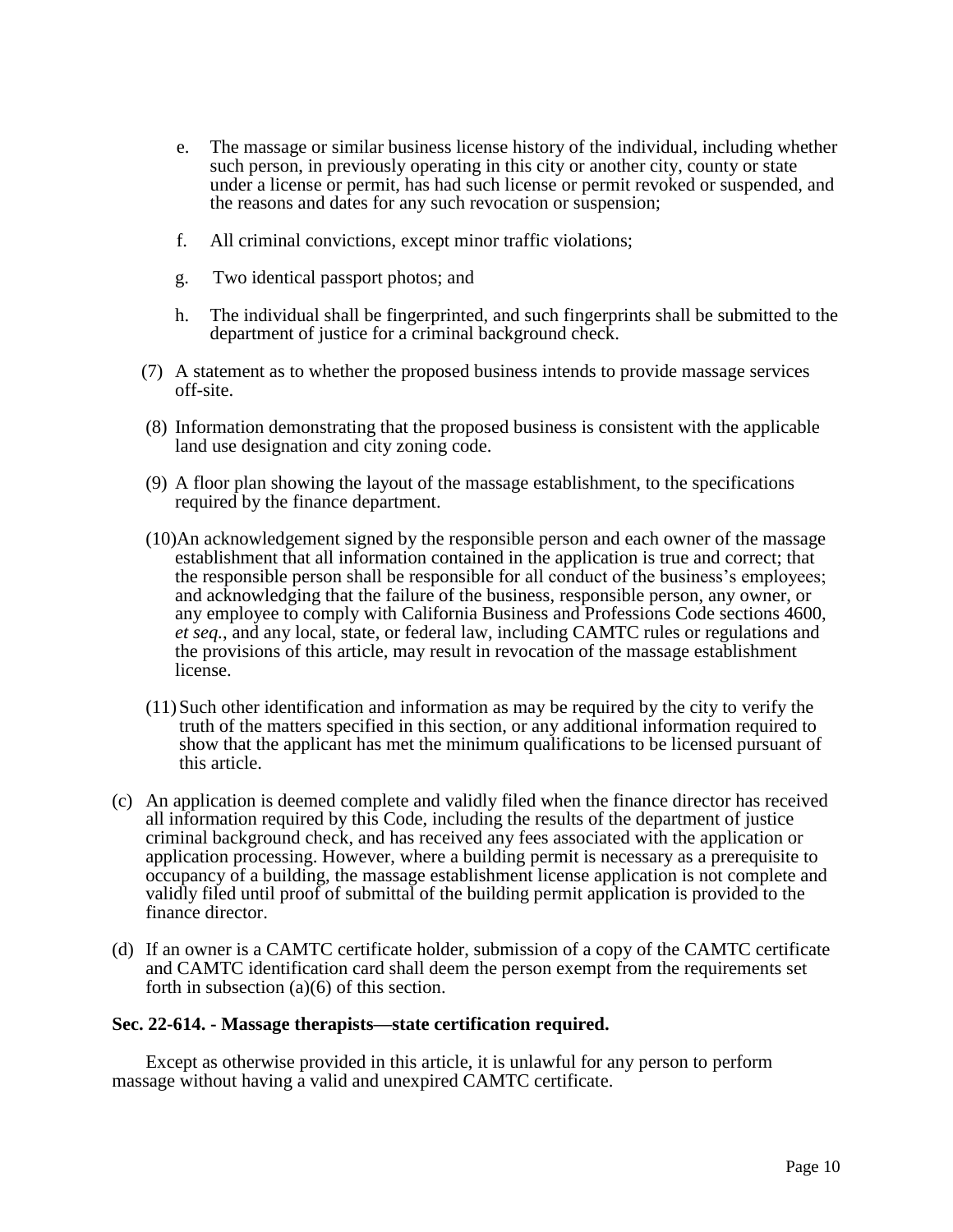e. The massage or similar business license history of the individual, including whether such person, in previously operating in this city or another city, county or state under a license or permit, has had such license or permit revoked or suspended, and the reasons and dates for any such revocation or suspension;

   f. All criminal convictions, except minor traffic violations;

   g. Two identical passport photos; and

   h. The individual shall be fingerprinted, and such fingerprints shall be submitted to the department of justice for a criminal background check.

(7) A statement as to whether the proposed business intends to provide massage services off-site.

(8) Information demonstrating that the proposed business is consistent with the applicable land use designation and city zoning code.

(9) A floor plan showing the layout of the massage establishment, to the specifications required by the finance department.

(10) An acknowledgement signed by the responsible person and each owner of the massage establishment that all information contained in the application is true and correct; that the responsible person shall be responsible for all conduct of the business's employees; and acknowledging that the failure of the business, responsible person, any owner, or any employee to comply with California Business and Professions Code sections 4600, *et seq.*, and any local, state, or federal law, including CAMTC rules or regulations and the provisions of this article, may result in revocation of the massage establishment license.

(11) Such other identification and information as may be required by the city to verify the truth of the matters specified in this section, or any additional information required to show that the applicant has met the minimum qualifications to be licensed pursuant of this article.

(c) An application is deemed complete and validly filed when the finance director has received all information required by this Code, including the results of the department of justice criminal background check, and has received any fees associated with the application or application processing. However, where a building permit is necessary as a prerequisite to occupancy of a building, the massage establishment license application is not complete and validly filed until proof of submittal of the building permit application is provided to the finance director.

(d) If an owner is a CAMTC certificate holder, submission of a copy of the CAMTC certificate and CAMTC identification card shall deem the person exempt from the requirements set forth in subsection (a)(6) of this section.

**Sec. 22-614. - Massage therapists—state certification required.**

Except as otherwise provided in this article, it is unlawful for any person to perform massage without having a valid and unexpired CAMTC certificate.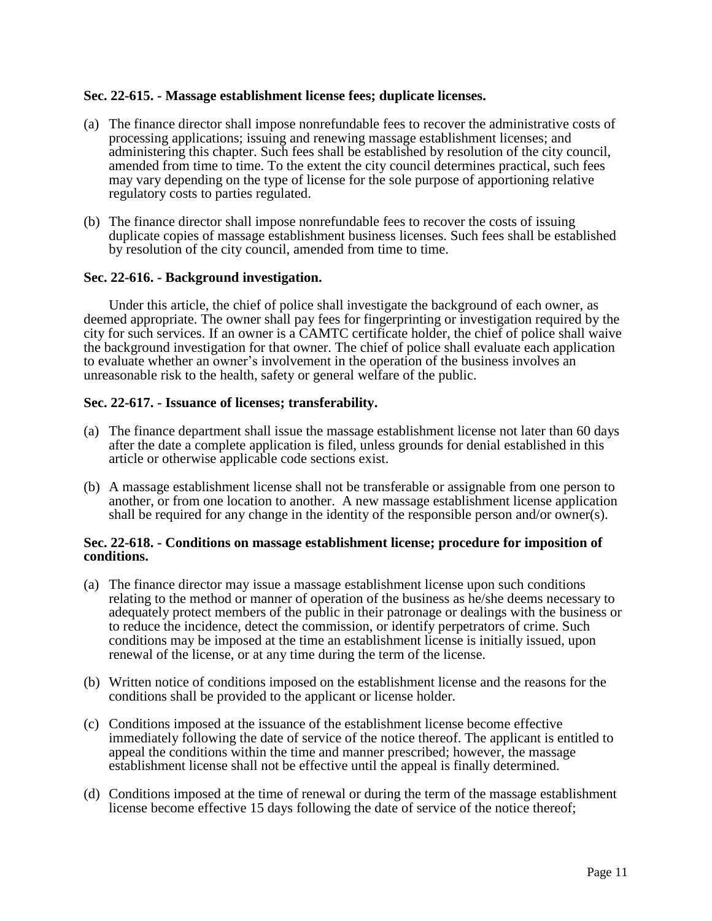### Sec. 22-615. - Massage establishment license fees; duplicate licenses.

(a) The finance director shall impose nonrefundable fees to recover the administrative costs of processing applications; issuing and renewing massage establishment licenses; and administering this chapter. Such fees shall be established by resolution of the city council, amended from time to time. To the extent the city council determines practical, such fees may vary depending on the type of license for the sole purpose of apportioning relative regulatory costs to parties regulated.

(b) The finance director shall impose nonrefundable fees to recover the costs of issuing duplicate copies of massage establishment business licenses. Such fees shall be established by resolution of the city council, amended from time to time.

### Sec. 22-616. - Background investigation.

Under this article, the chief of police shall investigate the background of each owner, as deemed appropriate. The owner shall pay fees for fingerprinting or investigation required by the city for such services. If an owner is a CAMTC certificate holder, the chief of police shall waive the background investigation for that owner. The chief of police shall evaluate each application to evaluate whether an owner's involvement in the operation of the business involves an unreasonable risk to the health, safety or general welfare of the public.

### Sec. 22-617. - Issuance of licenses; transferability.

(a) The finance department shall issue the massage establishment license not later than 60 days after the date a complete application is filed, unless grounds for denial established in this article or otherwise applicable code sections exist.

(b) A massage establishment license shall not be transferable or assignable from one person to another, or from one location to another. A new massage establishment license application shall be required for any change in the identity of the responsible person and/or owner(s).

### Sec. 22-618. - Conditions on massage establishment license; procedure for imposition of conditions.

(a) The finance director may issue a massage establishment license upon such conditions relating to the method or manner of operation of the business as he/she deems necessary to adequately protect members of the public in their patronage or dealings with the business or to reduce the incidence, detect the commission, or identify perpetrators of crime. Such conditions may be imposed at the time an establishment license is initially issued, upon renewal of the license, or at any time during the term of the license.

(b) Written notice of conditions imposed on the establishment license and the reasons for the conditions shall be provided to the applicant or license holder.

(c) Conditions imposed at the issuance of the establishment license become effective immediately following the date of service of the notice thereof. The applicant is entitled to appeal the conditions within the time and manner prescribed; however, the massage establishment license shall not be effective until the appeal is finally determined.

(d) Conditions imposed at the time of renewal or during the term of the massage establishment license become effective 15 days following the date of service of the notice thereof;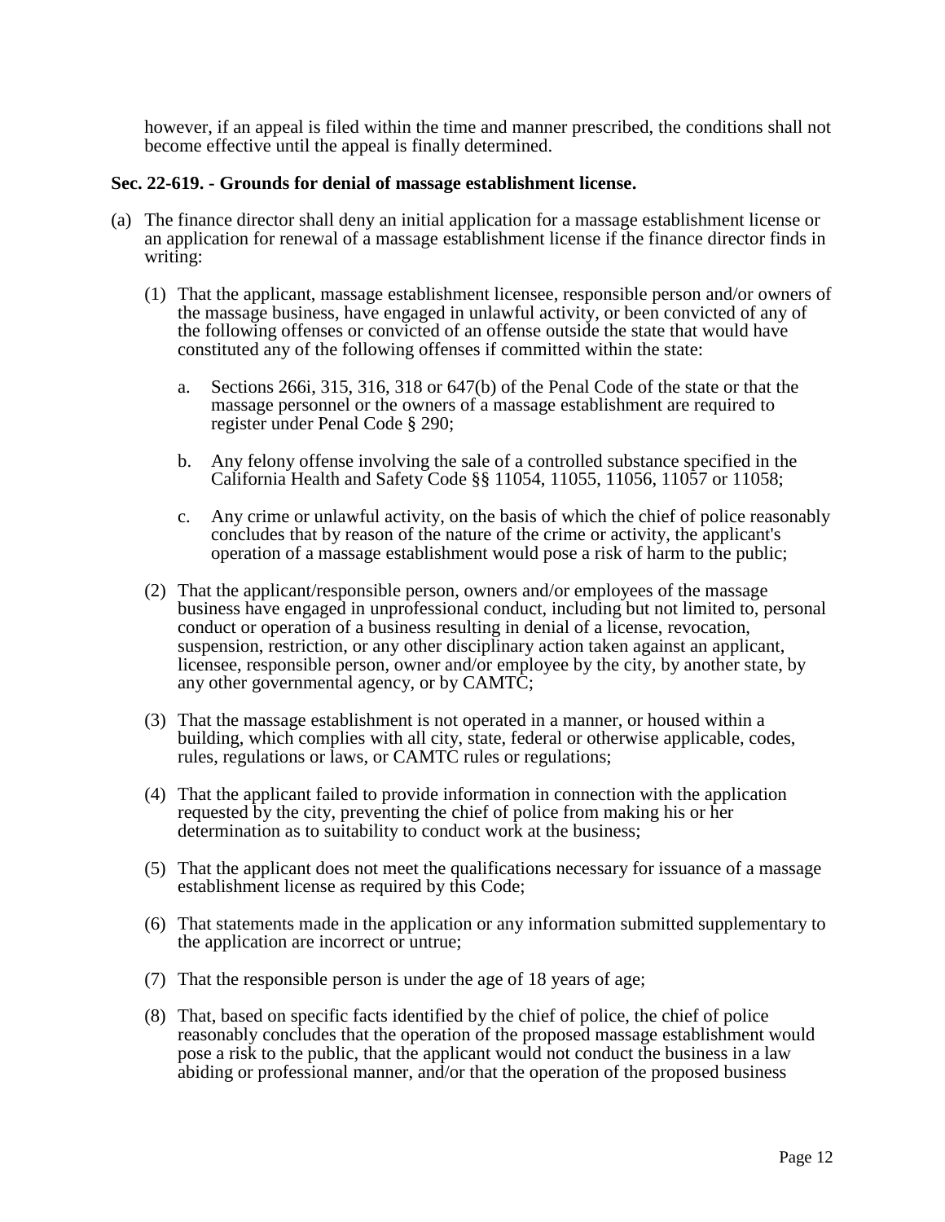however, if an appeal is filed within the time and manner prescribed, the conditions shall not become effective until the appeal is finally determined.

**Sec. 22-619. - Grounds for denial of massage establishment license.**

(a) The finance director shall deny an initial application for a massage establishment license or an application for renewal of a massage establishment license if the finance director finds in writing:

(1) That the applicant, massage establishment licensee, responsible person and/or owners of the massage business, have engaged in unlawful activity, or been convicted of any of the following offenses or convicted of an offense outside the state that would have constituted any of the following offenses if committed within the state:

a. Sections 266i, 315, 316, 318 or 647(b) of the Penal Code of the state or that the massage personnel or the owners of a massage establishment are required to register under Penal Code § 290;

b. Any felony offense involving the sale of a controlled substance specified in the California Health and Safety Code §§ 11054, 11055, 11056, 11057 or 11058;

c. Any crime or unlawful activity, on the basis of which the chief of police reasonably concludes that by reason of the nature of the crime or activity, the applicant's operation of a massage establishment would pose a risk of harm to the public;

(2) That the applicant/responsible person, owners and/or employees of the massage business have engaged in unprofessional conduct, including but not limited to, personal conduct or operation of a business resulting in denial of a license, revocation, suspension, restriction, or any other disciplinary action taken against an applicant, licensee, responsible person, owner and/or employee by the city, by another state, by any other governmental agency, or by CAMTC;

(3) That the massage establishment is not operated in a manner, or housed within a building, which complies with all city, state, federal or otherwise applicable, codes, rules, regulations or laws, or CAMTC rules or regulations;

(4) That the applicant failed to provide information in connection with the application requested by the city, preventing the chief of police from making his or her determination as to suitability to conduct work at the business;

(5) That the applicant does not meet the qualifications necessary for issuance of a massage establishment license as required by this Code;

(6) That statements made in the application or any information submitted supplementary to the application are incorrect or untrue;

(7) That the responsible person is under the age of 18 years of age;

(8) That, based on specific facts identified by the chief of police, the chief of police reasonably concludes that the operation of the proposed massage establishment would pose a risk to the public, that the applicant would not conduct the business in a law abiding or professional manner, and/or that the operation of the proposed business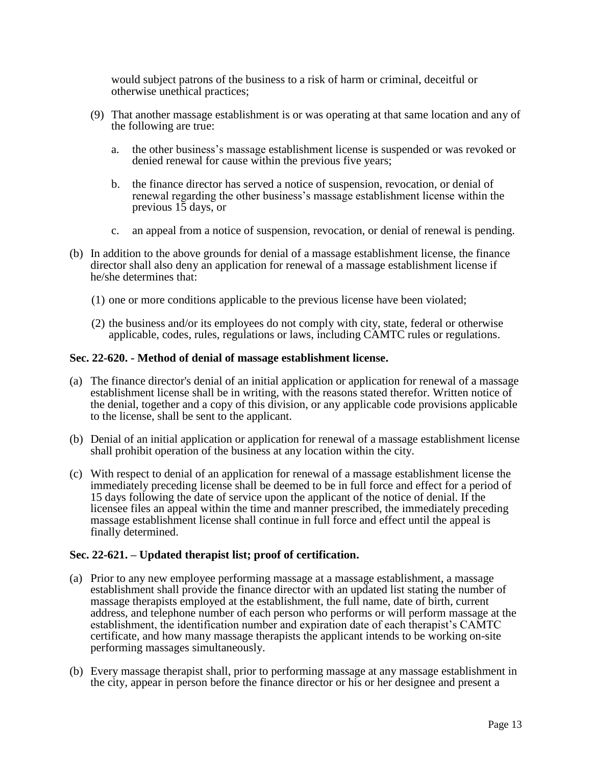would subject patrons of the business to a risk of harm or criminal, deceitful or otherwise unethical practices;

(9) That another massage establishment is or was operating at that same location and any of the following are true:

   a. the other business's massage establishment license is suspended or was revoked or denied renewal for cause within the previous five years;

   b. the finance director has served a notice of suspension, revocation, or denial of renewal regarding the other business's massage establishment license within the previous 15 days, or

   c. an appeal from a notice of suspension, revocation, or denial of renewal is pending.

(b) In addition to the above grounds for denial of a massage establishment license, the finance director shall also deny an application for renewal of a massage establishment license if he/she determines that:

   (1) one or more conditions applicable to the previous license have been violated;

   (2) the business and/or its employees do not comply with city, state, federal or otherwise applicable, codes, rules, regulations or laws, including CAMTC rules or regulations.

**Sec. 22-620. - Method of denial of massage establishment license.**

(a) The finance director's denial of an initial application or application for renewal of a massage establishment license shall be in writing, with the reasons stated therefor. Written notice of the denial, together and a copy of this division, or any applicable code provisions applicable to the license, shall be sent to the applicant.

(b) Denial of an initial application or application for renewal of a massage establishment license shall prohibit operation of the business at any location within the city.

(c) With respect to denial of an application for renewal of a massage establishment license the immediately preceding license shall be deemed to be in full force and effect for a period of 15 days following the date of service upon the applicant of the notice of denial. If the licensee files an appeal within the time and manner prescribed, the immediately preceding massage establishment license shall continue in full force and effect until the appeal is finally determined.

**Sec. 22-621. – Updated therapist list; proof of certification.**

(a) Prior to any new employee performing massage at a massage establishment, a massage establishment shall provide the finance director with an updated list stating the number of massage therapists employed at the establishment, the full name, date of birth, current address, and telephone number of each person who performs or will perform massage at the establishment, the identification number and expiration date of each therapist's CAMTC certificate, and how many massage therapists the applicant intends to be working on-site performing massages simultaneously.

(b) Every massage therapist shall, prior to performing massage at any massage establishment in the city, appear in person before the finance director or his or her designee and present a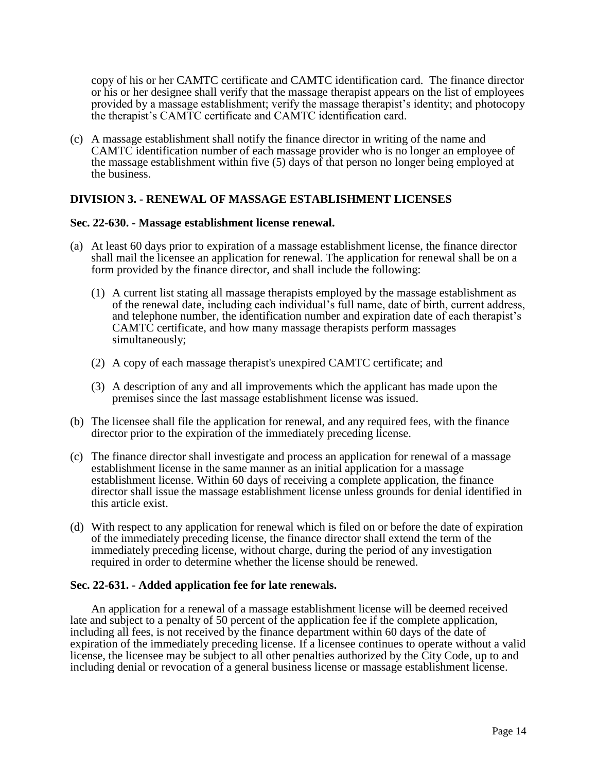copy of his or her CAMTC certificate and CAMTC identification card. The finance director or his or her designee shall verify that the massage therapist appears on the list of employees provided by a massage establishment; verify the massage therapist's identity; and photocopy the therapist's CAMTC certificate and CAMTC identification card.

(c) A massage establishment shall notify the finance director in writing of the name and CAMTC identification number of each massage provider who is no longer an employee of the massage establishment within five (5) days of that person no longer being employed at the business.

### DIVISION 3. - RENEWAL OF MASSAGE ESTABLISHMENT LICENSES

#### Sec. 22-630. - Massage establishment license renewal.

(a) At least 60 days prior to expiration of a massage establishment license, the finance director shall mail the licensee an application for renewal. The application for renewal shall be on a form provided by the finance director, and shall include the following:

   (1) A current list stating all massage therapists employed by the massage establishment as of the renewal date, including each individual's full name, date of birth, current address, and telephone number, the identification number and expiration date of each therapist's CAMTC certificate, and how many massage therapists perform massages simultaneously;

   (2) A copy of each massage therapist's unexpired CAMTC certificate; and

   (3) A description of any and all improvements which the applicant has made upon the premises since the last massage establishment license was issued.

(b) The licensee shall file the application for renewal, and any required fees, with the finance director prior to the expiration of the immediately preceding license.

(c) The finance director shall investigate and process an application for renewal of a massage establishment license in the same manner as an initial application for a massage establishment license. Within 60 days of receiving a complete application, the finance director shall issue the massage establishment license unless grounds for denial identified in this article exist.

(d) With respect to any application for renewal which is filed on or before the date of expiration of the immediately preceding license, the finance director shall extend the term of the immediately preceding license, without charge, during the period of any investigation required in order to determine whether the license should be renewed.

#### Sec. 22-631. - Added application fee for late renewals.

An application for a renewal of a massage establishment license will be deemed received late and subject to a penalty of 50 percent of the application fee if the complete application, including all fees, is not received by the finance department within 60 days of the date of expiration of the immediately preceding license. If a licensee continues to operate without a valid license, the licensee may be subject to all other penalties authorized by the City Code, up to and including denial or revocation of a general business license or massage establishment license.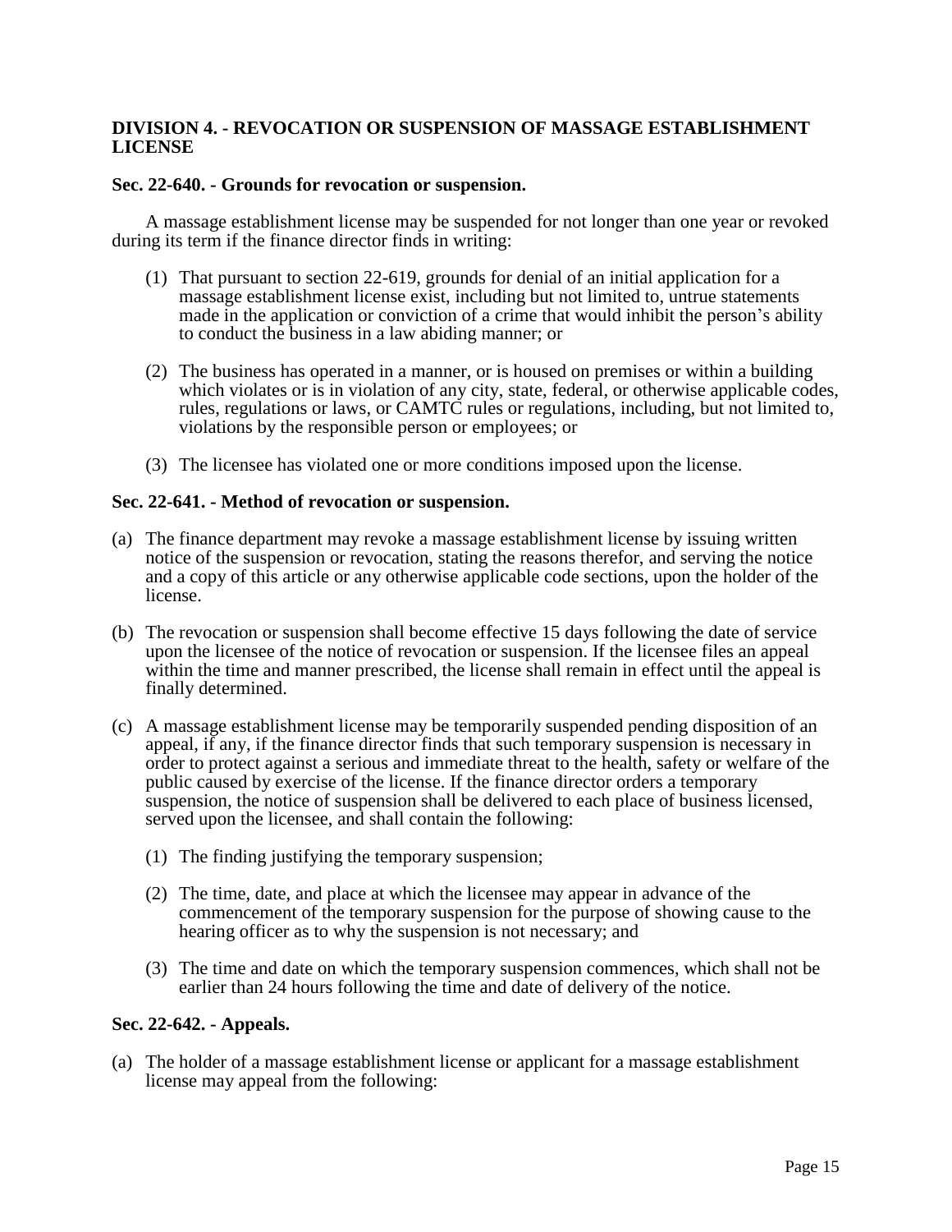## DIVISION 4. - REVOCATION OR SUSPENSION OF MASSAGE ESTABLISHMENT LICENSE

### Sec. 22-640. - Grounds for revocation or suspension.

A massage establishment license may be suspended for not longer than one year or revoked during its term if the finance director finds in writing:

(1) That pursuant to section 22-619, grounds for denial of an initial application for a massage establishment license exist, including but not limited to, untrue statements made in the application or conviction of a crime that would inhibit the person's ability to conduct the business in a law abiding manner; or

(2) The business has operated in a manner, or is housed on premises or within a building which violates or is in violation of any city, state, federal, or otherwise applicable codes, rules, regulations or laws, or CAMTC rules or regulations, including, but not limited to, violations by the responsible person or employees; or

(3) The licensee has violated one or more conditions imposed upon the license.

### Sec. 22-641. - Method of revocation or suspension.

(a) The finance department may revoke a massage establishment license by issuing written notice of the suspension or revocation, stating the reasons therefor, and serving the notice and a copy of this article or any otherwise applicable code sections, upon the holder of the license.

(b) The revocation or suspension shall become effective 15 days following the date of service upon the licensee of the notice of revocation or suspension. If the licensee files an appeal within the time and manner prescribed, the license shall remain in effect until the appeal is finally determined.

(c) A massage establishment license may be temporarily suspended pending disposition of an appeal, if any, if the finance director finds that such temporary suspension is necessary in order to protect against a serious and immediate threat to the health, safety or welfare of the public caused by exercise of the license. If the finance director orders a temporary suspension, the notice of suspension shall be delivered to each place of business licensed, served upon the licensee, and shall contain the following:

   (1) The finding justifying the temporary suspension;

   (2) The time, date, and place at which the licensee may appear in advance of the commencement of the temporary suspension for the purpose of showing cause to the hearing officer as to why the suspension is not necessary; and

   (3) The time and date on which the temporary suspension commences, which shall not be earlier than 24 hours following the time and date of delivery of the notice.

### Sec. 22-642. - Appeals.

(a) The holder of a massage establishment license or applicant for a massage establishment license may appeal from the following: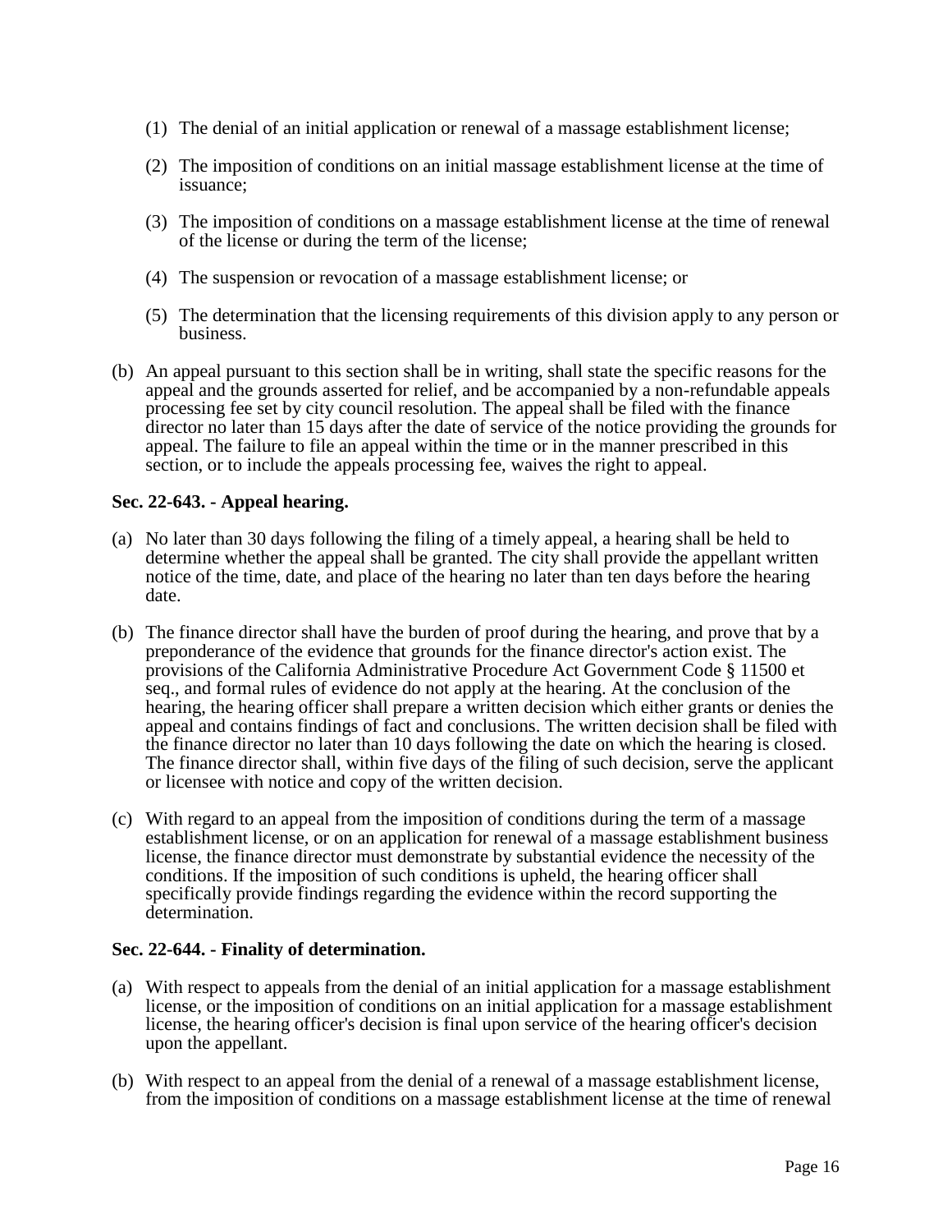(1) The denial of an initial application or renewal of a massage establishment license;

(2) The imposition of conditions on an initial massage establishment license at the time of issuance;

(3) The imposition of conditions on a massage establishment license at the time of renewal of the license or during the term of the license;

(4) The suspension or revocation of a massage establishment license; or

(5) The determination that the licensing requirements of this division apply to any person or business.

(b) An appeal pursuant to this section shall be in writing, shall state the specific reasons for the appeal and the grounds asserted for relief, and be accompanied by a non-refundable appeals processing fee set by city council resolution. The appeal shall be filed with the finance director no later than 15 days after the date of service of the notice providing the grounds for appeal. The failure to file an appeal within the time or in the manner prescribed in this section, or to include the appeals processing fee, waives the right to appeal.

**Sec. 22-643. - Appeal hearing.**

(a) No later than 30 days following the filing of a timely appeal, a hearing shall be held to determine whether the appeal shall be granted. The city shall provide the appellant written notice of the time, date, and place of the hearing no later than ten days before the hearing date.

(b) The finance director shall have the burden of proof during the hearing, and prove that by a preponderance of the evidence that grounds for the finance director's action exist. The provisions of the California Administrative Procedure Act Government Code § 11500 et seq., and formal rules of evidence do not apply at the hearing. At the conclusion of the hearing, the hearing officer shall prepare a written decision which either grants or denies the appeal and contains findings of fact and conclusions. The written decision shall be filed with the finance director no later than 10 days following the date on which the hearing is closed. The finance director shall, within five days of the filing of such decision, serve the applicant or licensee with notice and copy of the written decision.

(c) With regard to an appeal from the imposition of conditions during the term of a massage establishment license, or on an application for renewal of a massage establishment business license, the finance director must demonstrate by substantial evidence the necessity of the conditions. If the imposition of such conditions is upheld, the hearing officer shall specifically provide findings regarding the evidence within the record supporting the determination.

**Sec. 22-644. - Finality of determination.**

(a) With respect to appeals from the denial of an initial application for a massage establishment license, or the imposition of conditions on an initial application for a massage establishment license, the hearing officer's decision is final upon service of the hearing officer's decision upon the appellant.

(b) With respect to an appeal from the denial of a renewal of a massage establishment license, from the imposition of conditions on a massage establishment license at the time of renewal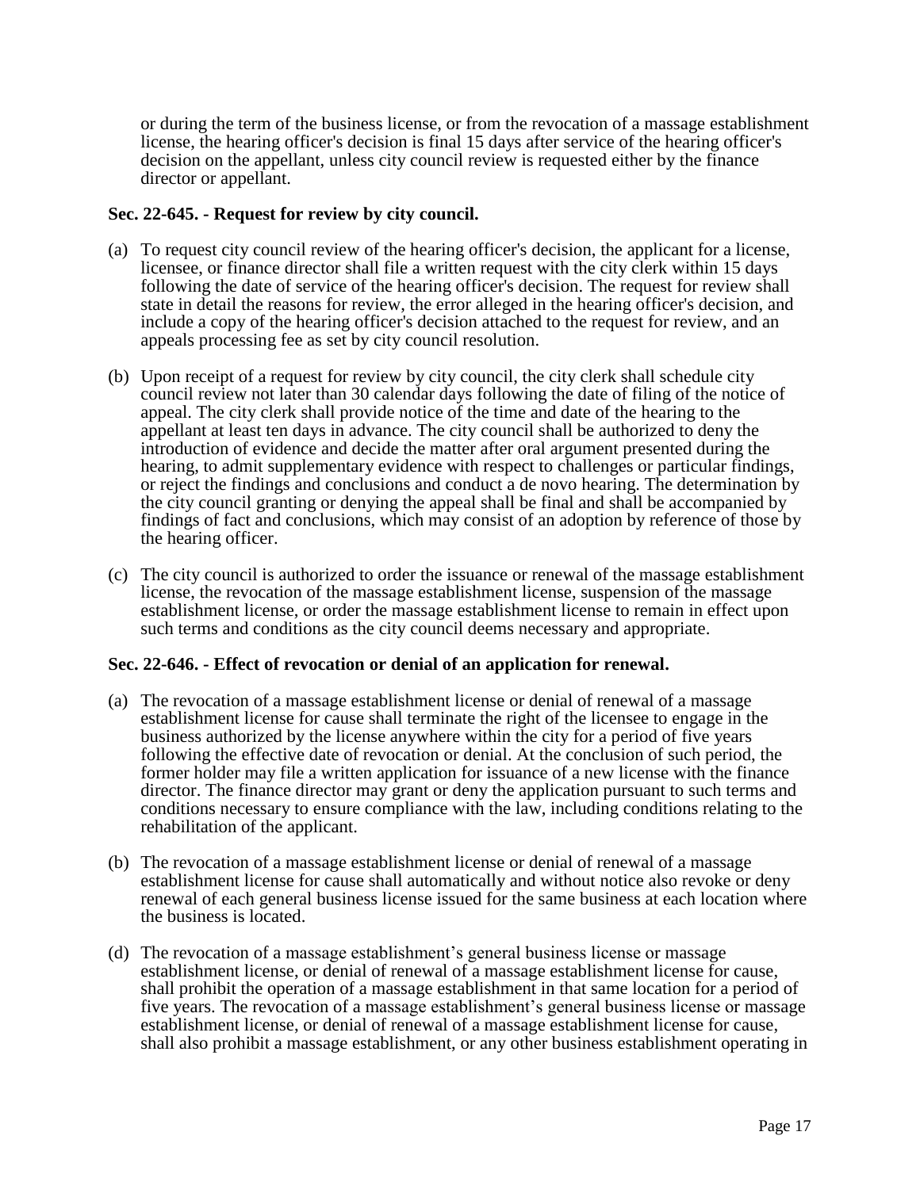or during the term of the business license, or from the revocation of a massage establishment license, the hearing officer's decision is final 15 days after service of the hearing officer's decision on the appellant, unless city council review is requested either by the finance director or appellant.

### Sec. 22-645. - Request for review by city council.

(a) To request city council review of the hearing officer's decision, the applicant for a license, licensee, or finance director shall file a written request with the city clerk within 15 days following the date of service of the hearing officer's decision. The request for review shall state in detail the reasons for review, the error alleged in the hearing officer's decision, and include a copy of the hearing officer's decision attached to the request for review, and an appeals processing fee as set by city council resolution.

(b) Upon receipt of a request for review by city council, the city clerk shall schedule city council review not later than 30 calendar days following the date of filing of the notice of appeal. The city clerk shall provide notice of the time and date of the hearing to the appellant at least ten days in advance. The city council shall be authorized to deny the introduction of evidence and decide the matter after oral argument presented during the hearing, to admit supplementary evidence with respect to challenges or particular findings, or reject the findings and conclusions and conduct a de novo hearing. The determination by the city council granting or denying the appeal shall be final and shall be accompanied by findings of fact and conclusions, which may consist of an adoption by reference of those by the hearing officer.

(c) The city council is authorized to order the issuance or renewal of the massage establishment license, the revocation of the massage establishment license, suspension of the massage establishment license, or order the massage establishment license to remain in effect upon such terms and conditions as the city council deems necessary and appropriate.

### Sec. 22-646. - Effect of revocation or denial of an application for renewal.

(a) The revocation of a massage establishment license or denial of renewal of a massage establishment license for cause shall terminate the right of the licensee to engage in the business authorized by the license anywhere within the city for a period of five years following the effective date of revocation or denial. At the conclusion of such period, the former holder may file a written application for issuance of a new license with the finance director. The finance director may grant or deny the application pursuant to such terms and conditions necessary to ensure compliance with the law, including conditions relating to the rehabilitation of the applicant.

(b) The revocation of a massage establishment license or denial of renewal of a massage establishment license for cause shall automatically and without notice also revoke or deny renewal of each general business license issued for the same business at each location where the business is located.

(d) The revocation of a massage establishment's general business license or massage establishment license, or denial of renewal of a massage establishment license for cause, shall prohibit the operation of a massage establishment in that same location for a period of five years. The revocation of a massage establishment's general business license or massage establishment license, or denial of renewal of a massage establishment license for cause, shall also prohibit a massage establishment, or any other business establishment operating in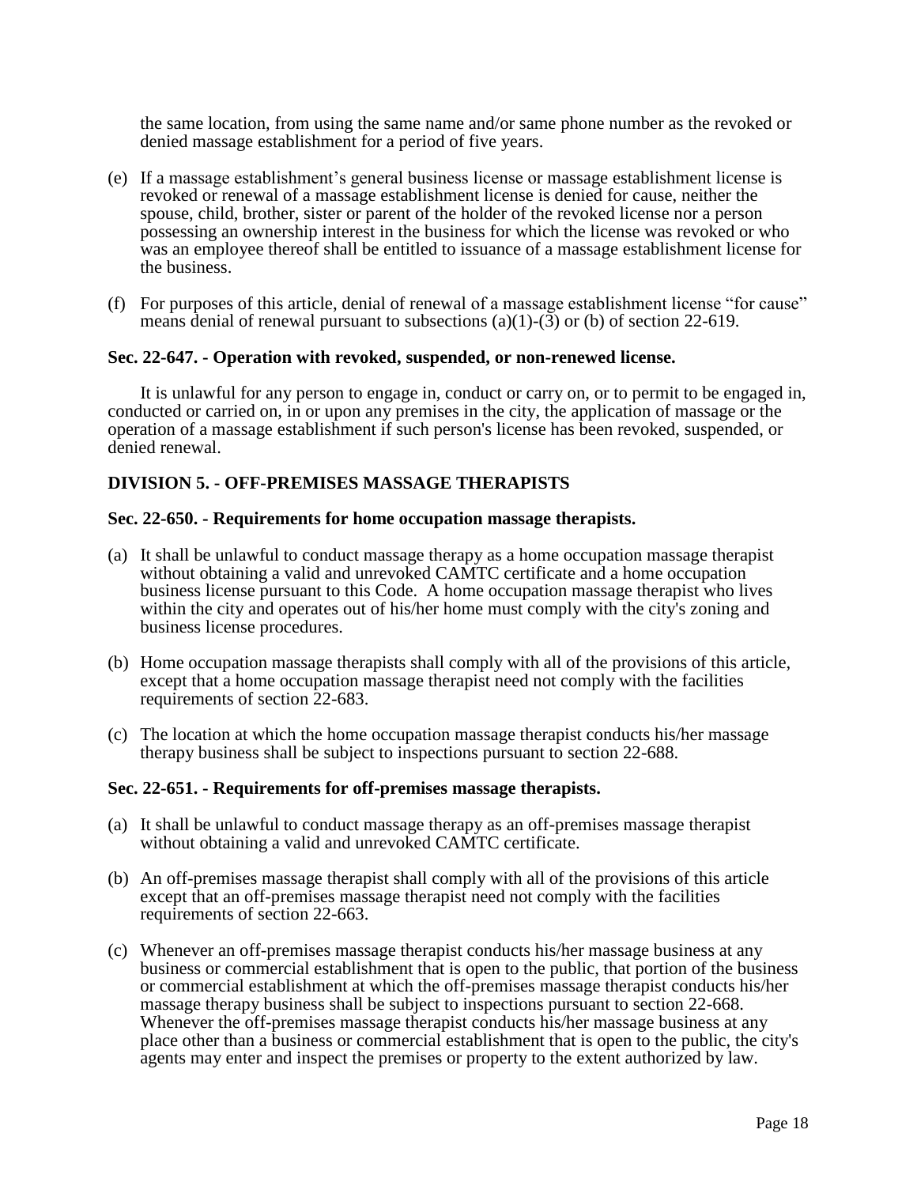the same location, from using the same name and/or same phone number as the revoked or denied massage establishment for a period of five years.

(e) If a massage establishment's general business license or massage establishment license is revoked or renewal of a massage establishment license is denied for cause, neither the spouse, child, brother, sister or parent of the holder of the revoked license nor a person possessing an ownership interest in the business for which the license was revoked or who was an employee thereof shall be entitled to issuance of a massage establishment license for the business.

(f) For purposes of this article, denial of renewal of a massage establishment license "for cause" means denial of renewal pursuant to subsections (a)(1)-(3) or (b) of section 22-619.

**Sec. 22-647. - Operation with revoked, suspended, or non-renewed license.**

It is unlawful for any person to engage in, conduct or carry on, or to permit to be engaged in, conducted or carried on, in or upon any premises in the city, the application of massage or the operation of a massage establishment if such person's license has been revoked, suspended, or denied renewal.

**DIVISION 5. - OFF-PREMISES MASSAGE THERAPISTS**

**Sec. 22-650. - Requirements for home occupation massage therapists.**

(a) It shall be unlawful to conduct massage therapy as a home occupation massage therapist without obtaining a valid and unrevoked CAMTC certificate and a home occupation business license pursuant to this Code. A home occupation massage therapist who lives within the city and operates out of his/her home must comply with the city's zoning and business license procedures.

(b) Home occupation massage therapists shall comply with all of the provisions of this article, except that a home occupation massage therapist need not comply with the facilities requirements of section 22-683.

(c) The location at which the home occupation massage therapist conducts his/her massage therapy business shall be subject to inspections pursuant to section 22-688.

**Sec. 22-651. - Requirements for off-premises massage therapists.**

(a) It shall be unlawful to conduct massage therapy as an off-premises massage therapist without obtaining a valid and unrevoked CAMTC certificate.

(b) An off-premises massage therapist shall comply with all of the provisions of this article except that an off-premises massage therapist need not comply with the facilities requirements of section 22-663.

(c) Whenever an off-premises massage therapist conducts his/her massage business at any business or commercial establishment that is open to the public, that portion of the business or commercial establishment at which the off-premises massage therapist conducts his/her massage therapy business shall be subject to inspections pursuant to section 22-668. Whenever the off-premises massage therapist conducts his/her massage business at any place other than a business or commercial establishment that is open to the public, the city's agents may enter and inspect the premises or property to the extent authorized by law.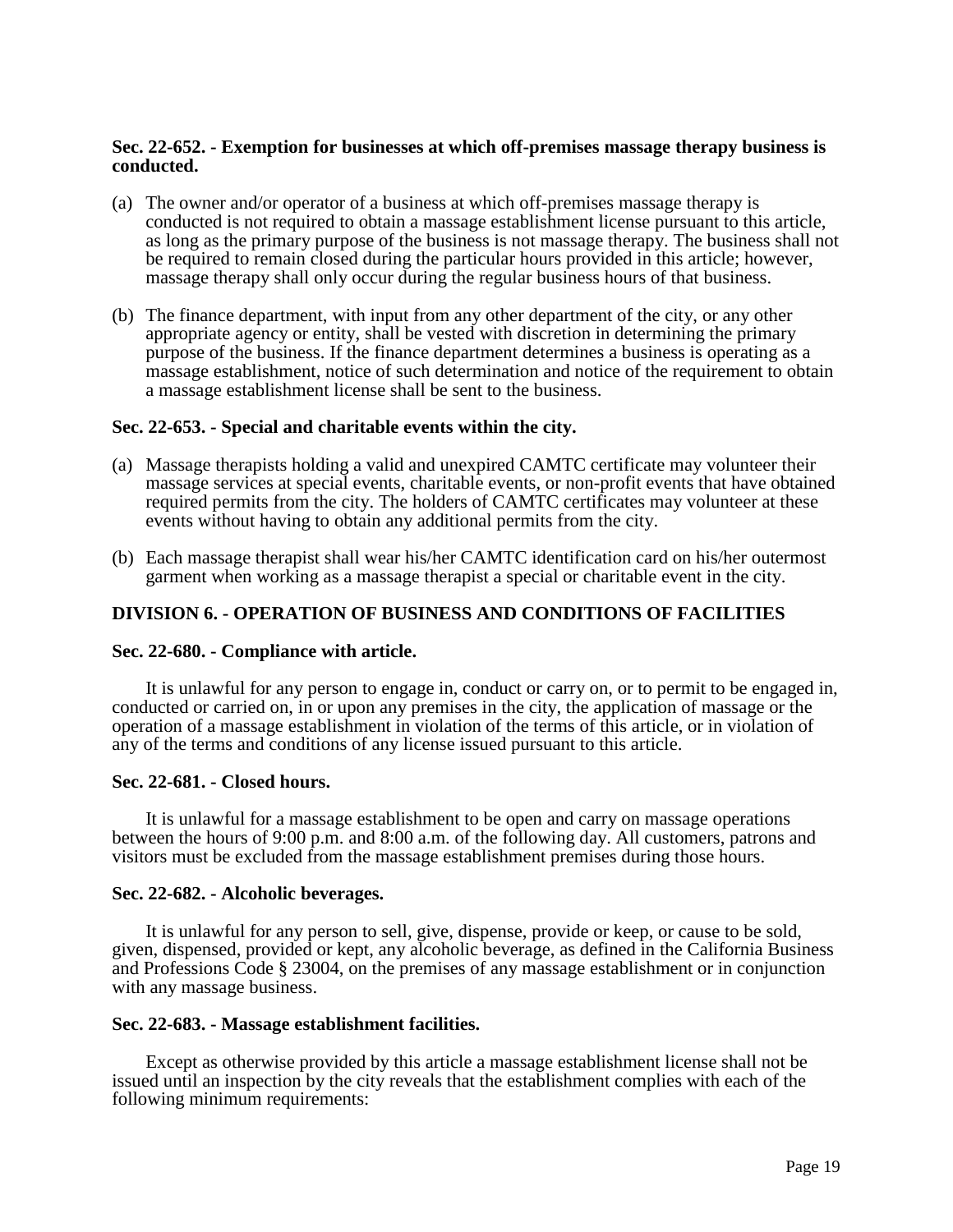**Sec. 22-652. - Exemption for businesses at which off-premises massage therapy business is conducted.**

(a) The owner and/or operator of a business at which off-premises massage therapy is conducted is not required to obtain a massage establishment license pursuant to this article, as long as the primary purpose of the business is not massage therapy. The business shall not be required to remain closed during the particular hours provided in this article; however, massage therapy shall only occur during the regular business hours of that business.

(b) The finance department, with input from any other department of the city, or any other appropriate agency or entity, shall be vested with discretion in determining the primary purpose of the business. If the finance department determines a business is operating as a massage establishment, notice of such determination and notice of the requirement to obtain a massage establishment license shall be sent to the business.

**Sec. 22-653. - Special and charitable events within the city.**

(a) Massage therapists holding a valid and unexpired CAMTC certificate may volunteer their massage services at special events, charitable events, or non-profit events that have obtained required permits from the city. The holders of CAMTC certificates may volunteer at these events without having to obtain any additional permits from the city.

(b) Each massage therapist shall wear his/her CAMTC identification card on his/her outermost garment when working as a massage therapist a special or charitable event in the city.

## DIVISION 6. - OPERATION OF BUSINESS AND CONDITIONS OF FACILITIES

**Sec. 22-680. - Compliance with article.**

It is unlawful for any person to engage in, conduct or carry on, or to permit to be engaged in, conducted or carried on, in or upon any premises in the city, the application of massage or the operation of a massage establishment in violation of the terms of this article, or in violation of any of the terms and conditions of any license issued pursuant to this article.

**Sec. 22-681. - Closed hours.**

It is unlawful for a massage establishment to be open and carry on massage operations between the hours of 9:00 p.m. and 8:00 a.m. of the following day. All customers, patrons and visitors must be excluded from the massage establishment premises during those hours.

**Sec. 22-682. - Alcoholic beverages.**

It is unlawful for any person to sell, give, dispense, provide or keep, or cause to be sold, given, dispensed, provided or kept, any alcoholic beverage, as defined in the California Business and Professions Code § 23004, on the premises of any massage establishment or in conjunction with any massage business.

**Sec. 22-683. - Massage establishment facilities.**

Except as otherwise provided by this article a massage establishment license shall not be issued until an inspection by the city reveals that the establishment complies with each of the following minimum requirements: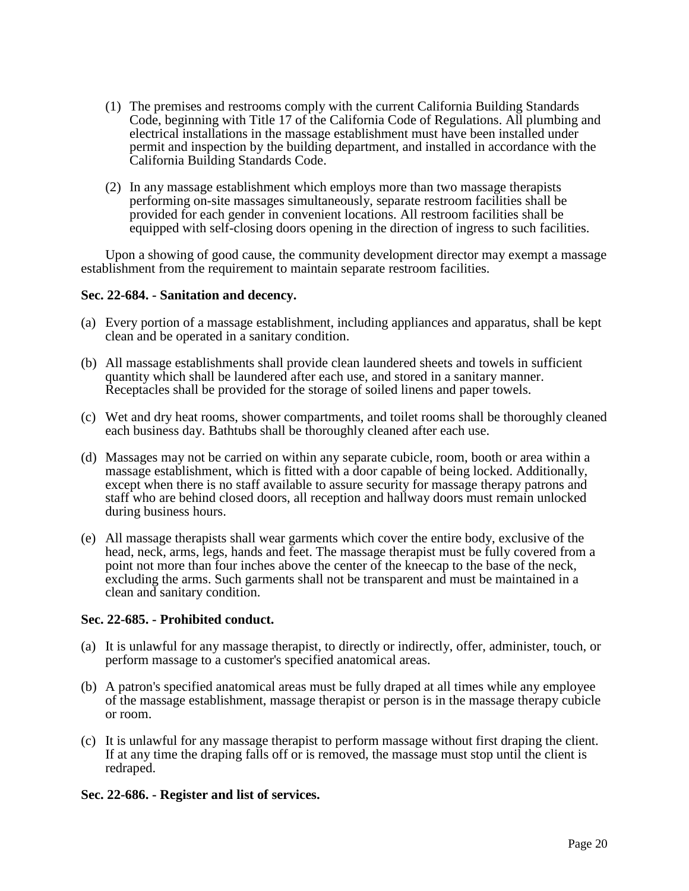(1) The premises and restrooms comply with the current California Building Standards Code, beginning with Title 17 of the California Code of Regulations. All plumbing and electrical installations in the massage establishment must have been installed under permit and inspection by the building department, and installed in accordance with the California Building Standards Code.

(2) In any massage establishment which employs more than two massage therapists performing on-site massages simultaneously, separate restroom facilities shall be provided for each gender in convenient locations. All restroom facilities shall be equipped with self-closing doors opening in the direction of ingress to such facilities.

Upon a showing of good cause, the community development director may exempt a massage establishment from the requirement to maintain separate restroom facilities.

**Sec. 22-684. - Sanitation and decency.**

(a) Every portion of a massage establishment, including appliances and apparatus, shall be kept clean and be operated in a sanitary condition.

(b) All massage establishments shall provide clean laundered sheets and towels in sufficient quantity which shall be laundered after each use, and stored in a sanitary manner. Receptacles shall be provided for the storage of soiled linens and paper towels.

(c) Wet and dry heat rooms, shower compartments, and toilet rooms shall be thoroughly cleaned each business day. Bathtubs shall be thoroughly cleaned after each use.

(d) Massages may not be carried on within any separate cubicle, room, booth or area within a massage establishment, which is fitted with a door capable of being locked. Additionally, except when there is no staff available to assure security for massage therapy patrons and staff who are behind closed doors, all reception and hallway doors must remain unlocked during business hours.

(e) All massage therapists shall wear garments which cover the entire body, exclusive of the head, neck, arms, legs, hands and feet. The massage therapist must be fully covered from a point not more than four inches above the center of the kneecap to the base of the neck, excluding the arms. Such garments shall not be transparent and must be maintained in a clean and sanitary condition.

**Sec. 22-685. - Prohibited conduct.**

(a) It is unlawful for any massage therapist, to directly or indirectly, offer, administer, touch, or perform massage to a customer's specified anatomical areas.

(b) A patron's specified anatomical areas must be fully draped at all times while any employee of the massage establishment, massage therapist or person is in the massage therapy cubicle or room.

(c) It is unlawful for any massage therapist to perform massage without first draping the client. If at any time the draping falls off or is removed, the massage must stop until the client is redraped.

**Sec. 22-686. - Register and list of services.**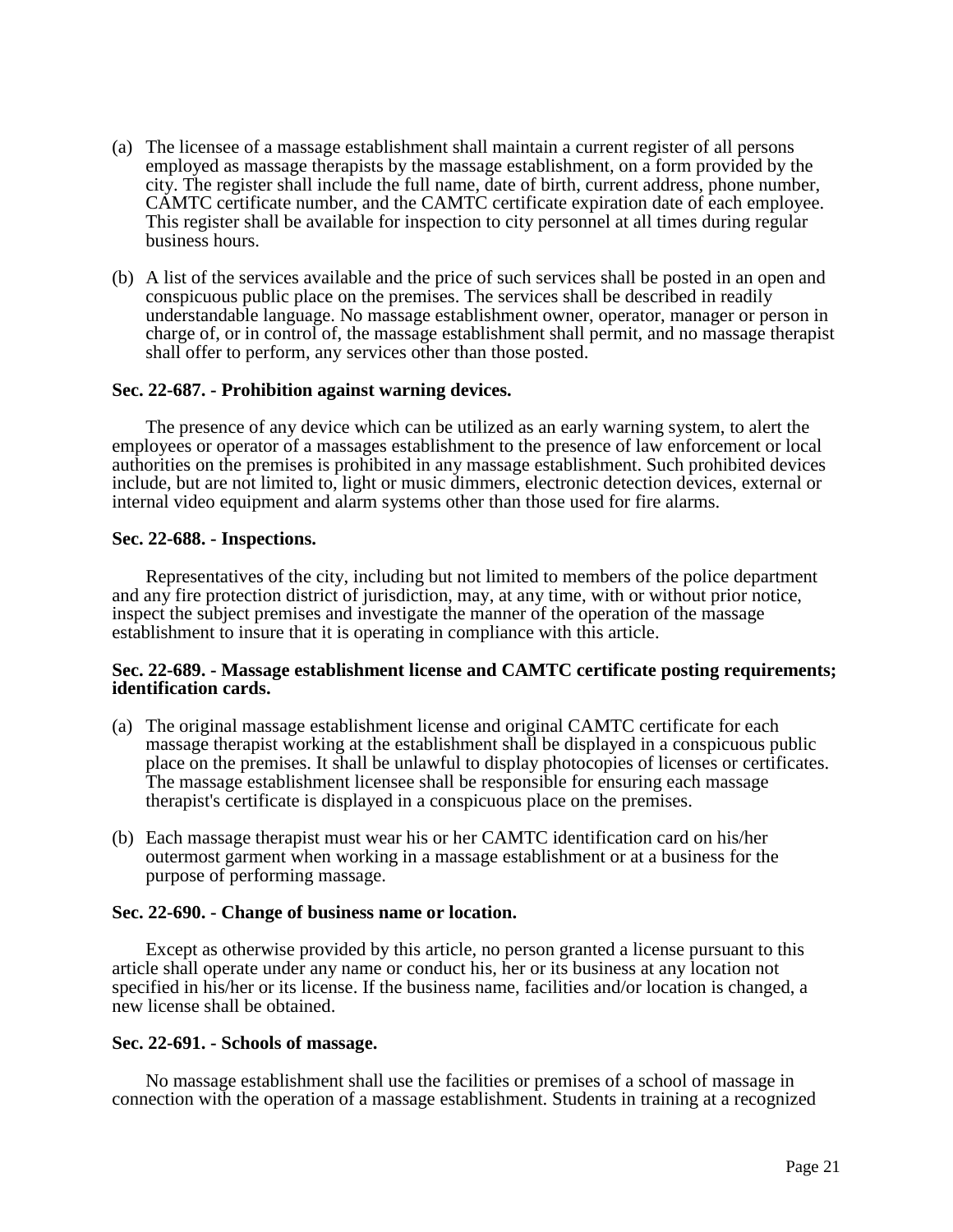(a) The licensee of a massage establishment shall maintain a current register of all persons employed as massage therapists by the massage establishment, on a form provided by the city. The register shall include the full name, date of birth, current address, phone number, CAMTC certificate number, and the CAMTC certificate expiration date of each employee. This register shall be available for inspection to city personnel at all times during regular business hours.

(b) A list of the services available and the price of such services shall be posted in an open and conspicuous public place on the premises. The services shall be described in readily understandable language. No massage establishment owner, operator, manager or person in charge of, or in control of, the massage establishment shall permit, and no massage therapist shall offer to perform, any services other than those posted.

**Sec. 22-687. - Prohibition against warning devices.**

The presence of any device which can be utilized as an early warning system, to alert the employees or operator of a massages establishment to the presence of law enforcement or local authorities on the premises is prohibited in any massage establishment. Such prohibited devices include, but are not limited to, light or music dimmers, electronic detection devices, external or internal video equipment and alarm systems other than those used for fire alarms.

**Sec. 22-688. - Inspections.**

Representatives of the city, including but not limited to members of the police department and any fire protection district of jurisdiction, may, at any time, with or without prior notice, inspect the subject premises and investigate the manner of the operation of the massage establishment to insure that it is operating in compliance with this article.

**Sec. 22-689. - Massage establishment license and CAMTC certificate posting requirements; identification cards.**

(a) The original massage establishment license and original CAMTC certificate for each massage therapist working at the establishment shall be displayed in a conspicuous public place on the premises. It shall be unlawful to display photocopies of licenses or certificates. The massage establishment licensee shall be responsible for ensuring each massage therapist's certificate is displayed in a conspicuous place on the premises.

(b) Each massage therapist must wear his or her CAMTC identification card on his/her outermost garment when working in a massage establishment or at a business for the purpose of performing massage.

**Sec. 22-690. - Change of business name or location.**

Except as otherwise provided by this article, no person granted a license pursuant to this article shall operate under any name or conduct his, her or its business at any location not specified in his/her or its license. If the business name, facilities and/or location is changed, a new license shall be obtained.

**Sec. 22-691. - Schools of massage.**

No massage establishment shall use the facilities or premises of a school of massage in connection with the operation of a massage establishment. Students in training at a recognized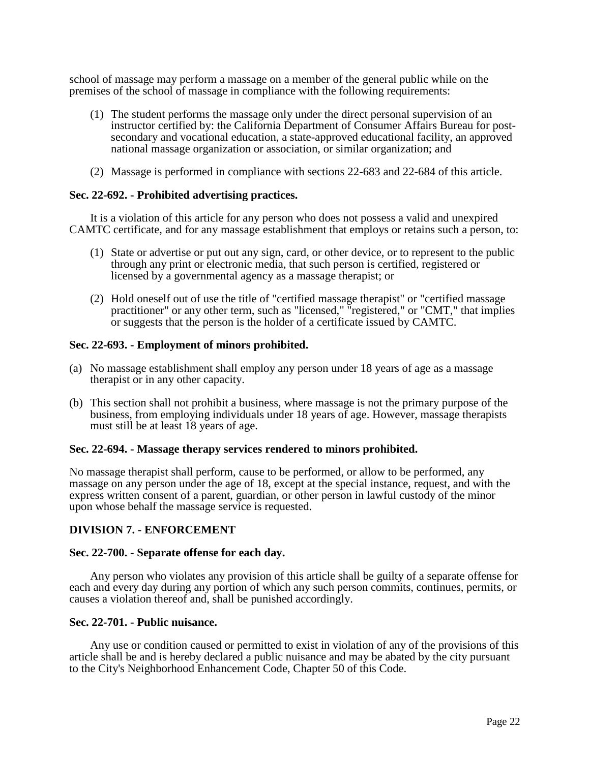school of massage may perform a massage on a member of the general public while on the premises of the school of massage in compliance with the following requirements:

(1) The student performs the massage only under the direct personal supervision of an instructor certified by: the California Department of Consumer Affairs Bureau for post-secondary and vocational education, a state-approved educational facility, an approved national massage organization or association, or similar organization; and

(2) Massage is performed in compliance with sections 22-683 and 22-684 of this article.

**Sec. 22-692. - Prohibited advertising practices.**

It is a violation of this article for any person who does not possess a valid and unexpired CAMTC certificate, and for any massage establishment that employs or retains such a person, to:

(1) State or advertise or put out any sign, card, or other device, or to represent to the public through any print or electronic media, that such person is certified, registered or licensed by a governmental agency as a massage therapist; or

(2) Hold oneself out of use the title of "certified massage therapist" or "certified massage practitioner" or any other term, such as "licensed," "registered," or "CMT," that implies or suggests that the person is the holder of a certificate issued by CAMTC.

**Sec. 22-693. - Employment of minors prohibited.**

(a) No massage establishment shall employ any person under 18 years of age as a massage therapist or in any other capacity.

(b) This section shall not prohibit a business, where massage is not the primary purpose of the business, from employing individuals under 18 years of age. However, massage therapists must still be at least 18 years of age.

**Sec. 22-694. - Massage therapy services rendered to minors prohibited.**

No massage therapist shall perform, cause to be performed, or allow to be performed, any massage on any person under the age of 18, except at the special instance, request, and with the express written consent of a parent, guardian, or other person in lawful custody of the minor upon whose behalf the massage service is requested.

**DIVISION 7. - ENFORCEMENT**

**Sec. 22-700. - Separate offense for each day.**

Any person who violates any provision of this article shall be guilty of a separate offense for each and every day during any portion of which any such person commits, continues, permits, or causes a violation thereof and, shall be punished accordingly.

**Sec. 22-701. - Public nuisance.**

Any use or condition caused or permitted to exist in violation of any of the provisions of this article shall be and is hereby declared a public nuisance and may be abated by the city pursuant to the City's Neighborhood Enhancement Code, Chapter 50 of this Code.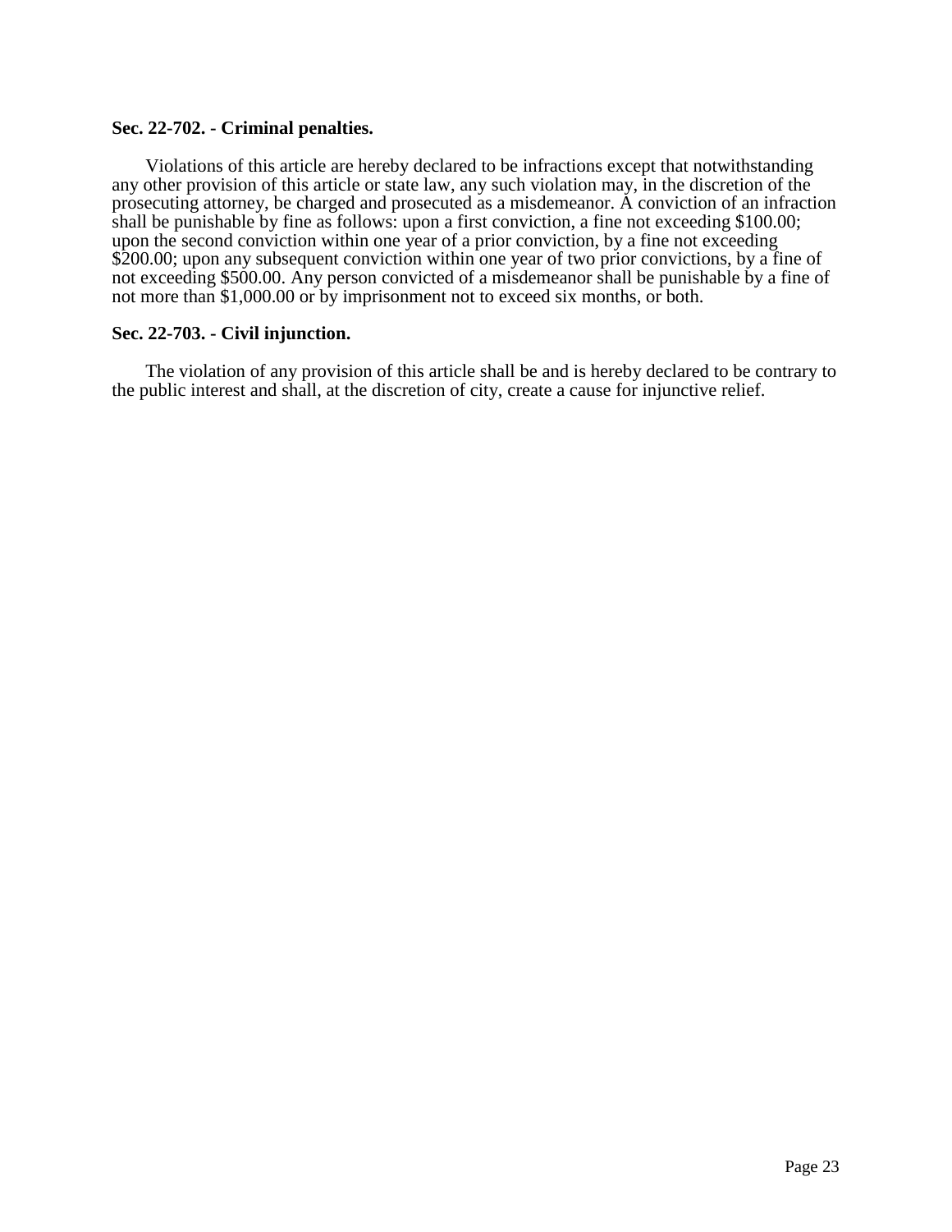**Sec. 22-702. - Criminal penalties.**

Violations of this article are hereby declared to be infractions except that notwithstanding any other provision of this article or state law, any such violation may, in the discretion of the prosecuting attorney, be charged and prosecuted as a misdemeanor. A conviction of an infraction shall be punishable by fine as follows: upon a first conviction, a fine not exceeding $100.00; upon the second conviction within one year of a prior conviction, by a fine not exceeding $200.00; upon any subsequent conviction within one year of two prior convictions, by a fine of not exceeding $500.00. Any person convicted of a misdemeanor shall be punishable by a fine of not more than $1,000.00 or by imprisonment not to exceed six months, or both.

**Sec. 22-703. - Civil injunction.**

The violation of any provision of this article shall be and is hereby declared to be contrary to the public interest and shall, at the discretion of city, create a cause for injunctive relief.